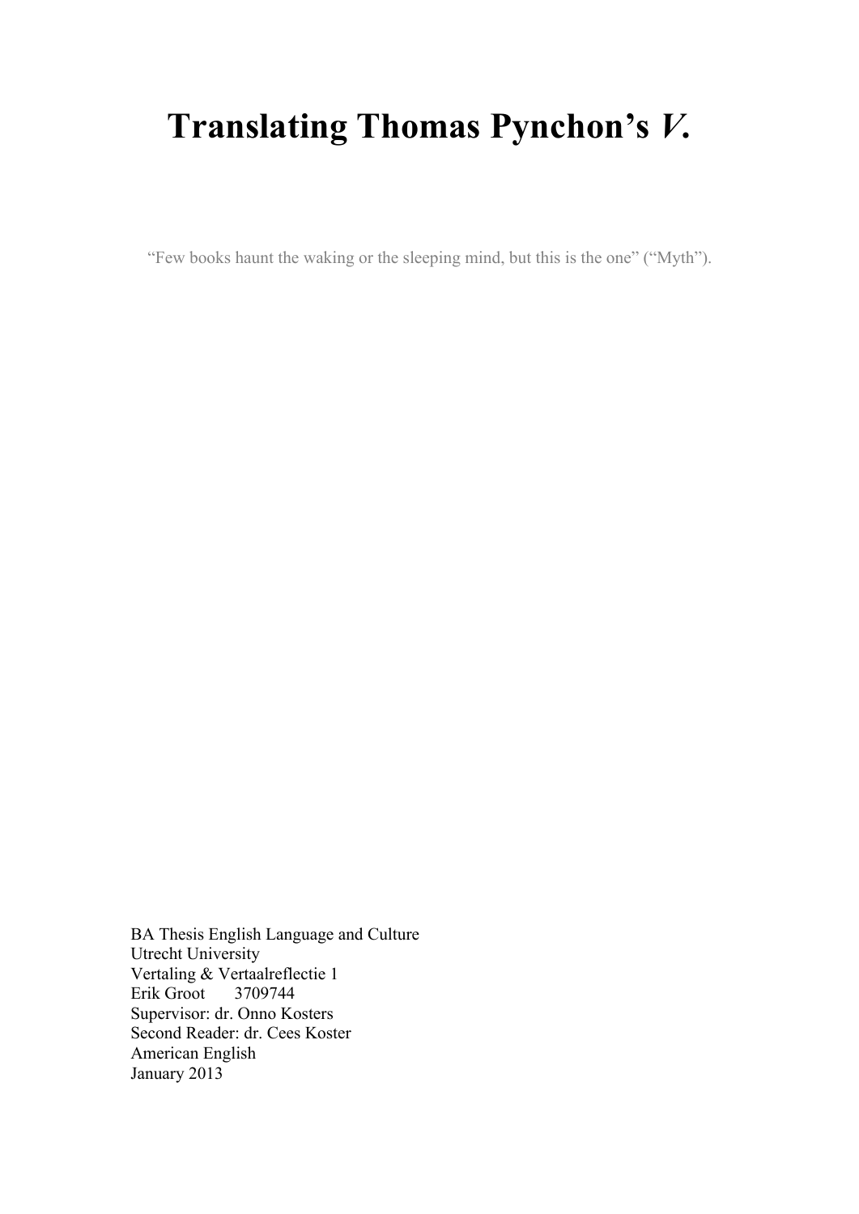# Translating Thomas Pynchon's *V.*

"Few books haunt the waking or the sleeping mind, but this is the one" ("Myth").

BA Thesis English Language and Culture
Utrecht University
Vertaling & Vertaalreflectie 1
Erik Groot 3709744
Supervisor: dr. Onno Kosters
Second Reader: dr. Cees Koster
American English
January 2013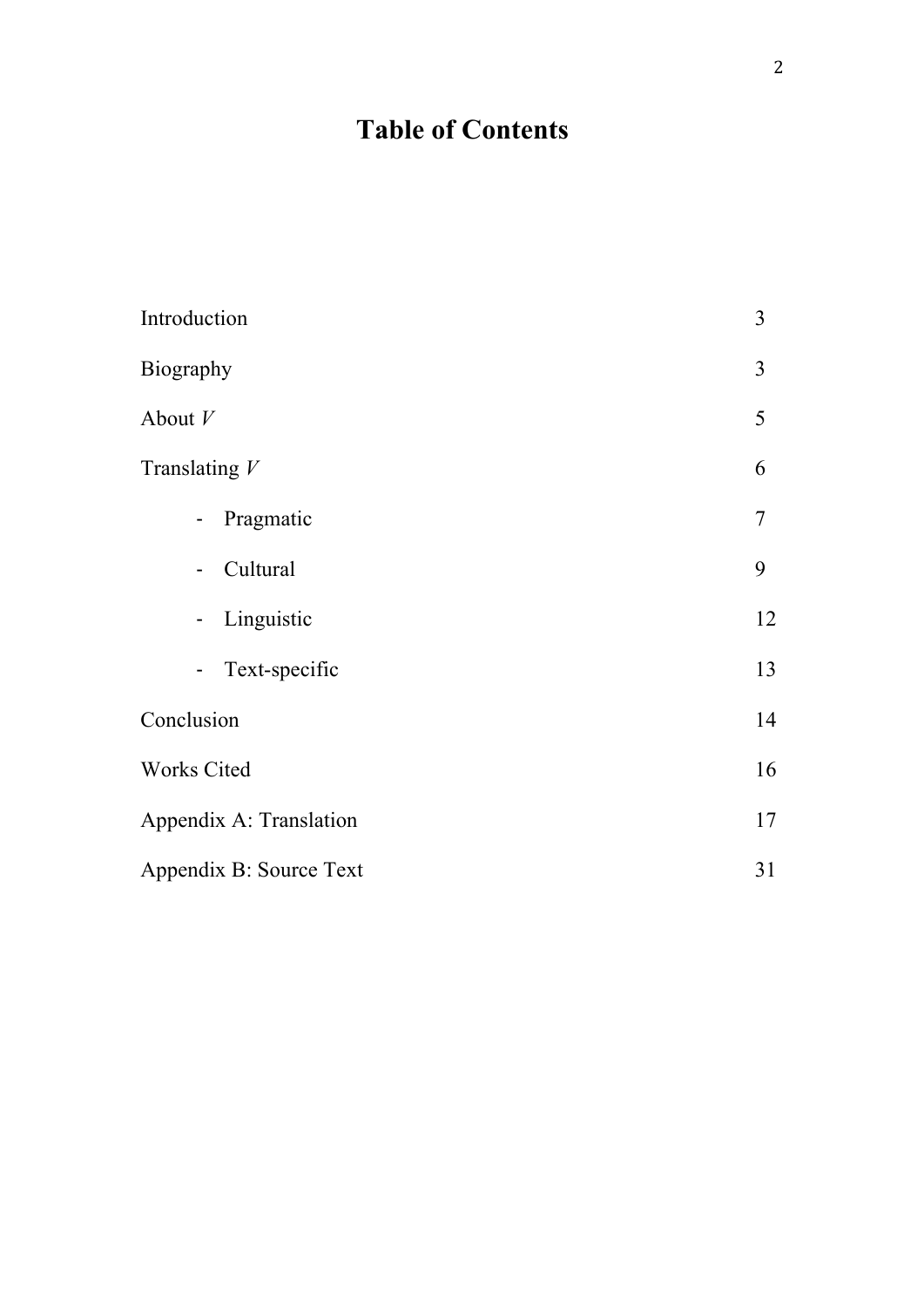# Table of Contents

| | |
|---|---|
| Introduction | 3 |
| Biography | 3 |
| About *V* | 5 |
| Translating *V* | 6 |
| - Pragmatic | 7 |
| - Cultural | 9 |
| - Linguistic | 12 |
| - Text-specific | 13 |
| Conclusion | 14 |
| Works Cited | 16 |
| Appendix A: Translation | 17 |
| Appendix B: Source Text | 31 |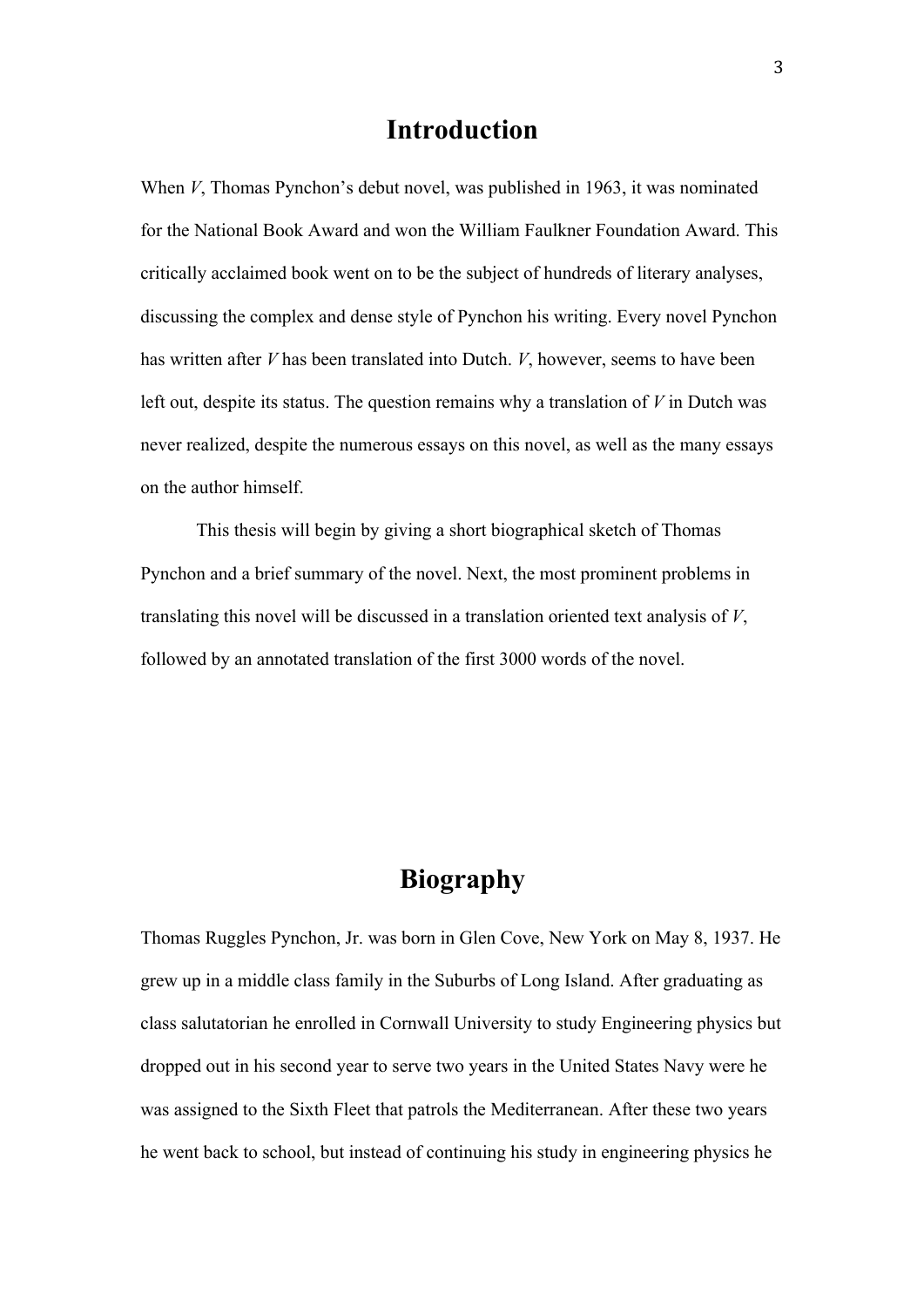# Introduction

When *V*, Thomas Pynchon's debut novel, was published in 1963, it was nominated for the National Book Award and won the William Faulkner Foundation Award. This critically acclaimed book went on to be the subject of hundreds of literary analyses, discussing the complex and dense style of Pynchon his writing. Every novel Pynchon has written after *V* has been translated into Dutch. *V*, however, seems to have been left out, despite its status. The question remains why a translation of *V* in Dutch was never realized, despite the numerous essays on this novel, as well as the many essays on the author himself.

This thesis will begin by giving a short biographical sketch of Thomas Pynchon and a brief summary of the novel. Next, the most prominent problems in translating this novel will be discussed in a translation oriented text analysis of *V*, followed by an annotated translation of the first 3000 words of the novel.

# Biography

Thomas Ruggles Pynchon, Jr. was born in Glen Cove, New York on May 8, 1937. He grew up in a middle class family in the Suburbs of Long Island. After graduating as class salutatorian he enrolled in Cornwall University to study Engineering physics but dropped out in his second year to serve two years in the United States Navy were he was assigned to the Sixth Fleet that patrols the Mediterranean. After these two years he went back to school, but instead of continuing his study in engineering physics he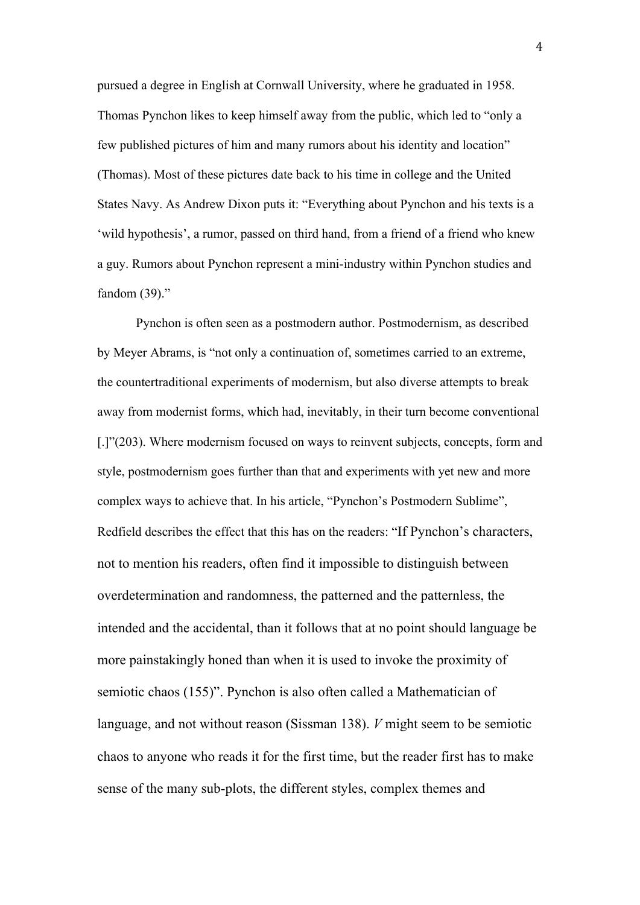pursued a degree in English at Cornwall University, where he graduated in 1958. Thomas Pynchon likes to keep himself away from the public, which led to "only a few published pictures of him and many rumors about his identity and location" (Thomas). Most of these pictures date back to his time in college and the United States Navy. As Andrew Dixon puts it: "Everything about Pynchon and his texts is a 'wild hypothesis', a rumor, passed on third hand, from a friend of a friend who knew a guy. Rumors about Pynchon represent a mini-industry within Pynchon studies and fandom (39)."

Pynchon is often seen as a postmodern author. Postmodernism, as described by Meyer Abrams, is "not only a continuation of, sometimes carried to an extreme, the countertraditional experiments of modernism, but also diverse attempts to break away from modernist forms, which had, inevitably, in their turn become conventional [.]"(203). Where modernism focused on ways to reinvent subjects, concepts, form and style, postmodernism goes further than that and experiments with yet new and more complex ways to achieve that. In his article, "Pynchon's Postmodern Sublime", Redfield describes the effect that this has on the readers: "If Pynchon's characters, not to mention his readers, often find it impossible to distinguish between overdetermination and randomness, the patterned and the patternless, the intended and the accidental, than it follows that at no point should language be more painstakingly honed than when it is used to invoke the proximity of semiotic chaos (155)". Pynchon is also often called a Mathematician of language, and not without reason (Sissman 138). *V* might seem to be semiotic chaos to anyone who reads it for the first time, but the reader first has to make sense of the many sub-plots, the different styles, complex themes and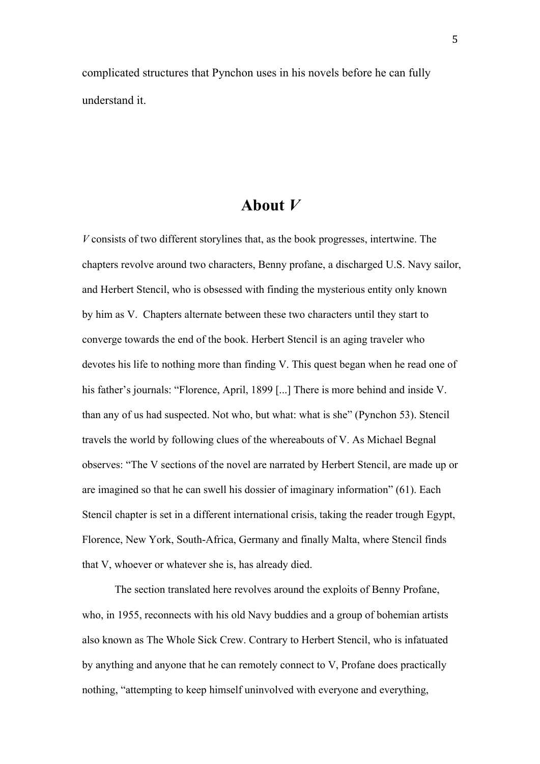complicated structures that Pynchon uses in his novels before he can fully understand it.

## About *V*

*V* consists of two different storylines that, as the book progresses, intertwine. The chapters revolve around two characters, Benny profane, a discharged U.S. Navy sailor, and Herbert Stencil, who is obsessed with finding the mysterious entity only known by him as V. Chapters alternate between these two characters until they start to converge towards the end of the book. Herbert Stencil is an aging traveler who devotes his life to nothing more than finding V. This quest began when he read one of his father's journals: "Florence, April, 1899 [...] There is more behind and inside V. than any of us had suspected. Not who, but what: what is she" (Pynchon 53). Stencil travels the world by following clues of the whereabouts of V. As Michael Begnal observes: "The V sections of the novel are narrated by Herbert Stencil, are made up or are imagined so that he can swell his dossier of imaginary information" (61). Each Stencil chapter is set in a different international crisis, taking the reader trough Egypt, Florence, New York, South-Africa, Germany and finally Malta, where Stencil finds that V, whoever or whatever she is, has already died.

The section translated here revolves around the exploits of Benny Profane, who, in 1955, reconnects with his old Navy buddies and a group of bohemian artists also known as The Whole Sick Crew. Contrary to Herbert Stencil, who is infatuated by anything and anyone that he can remotely connect to V, Profane does practically nothing, "attempting to keep himself uninvolved with everyone and everything,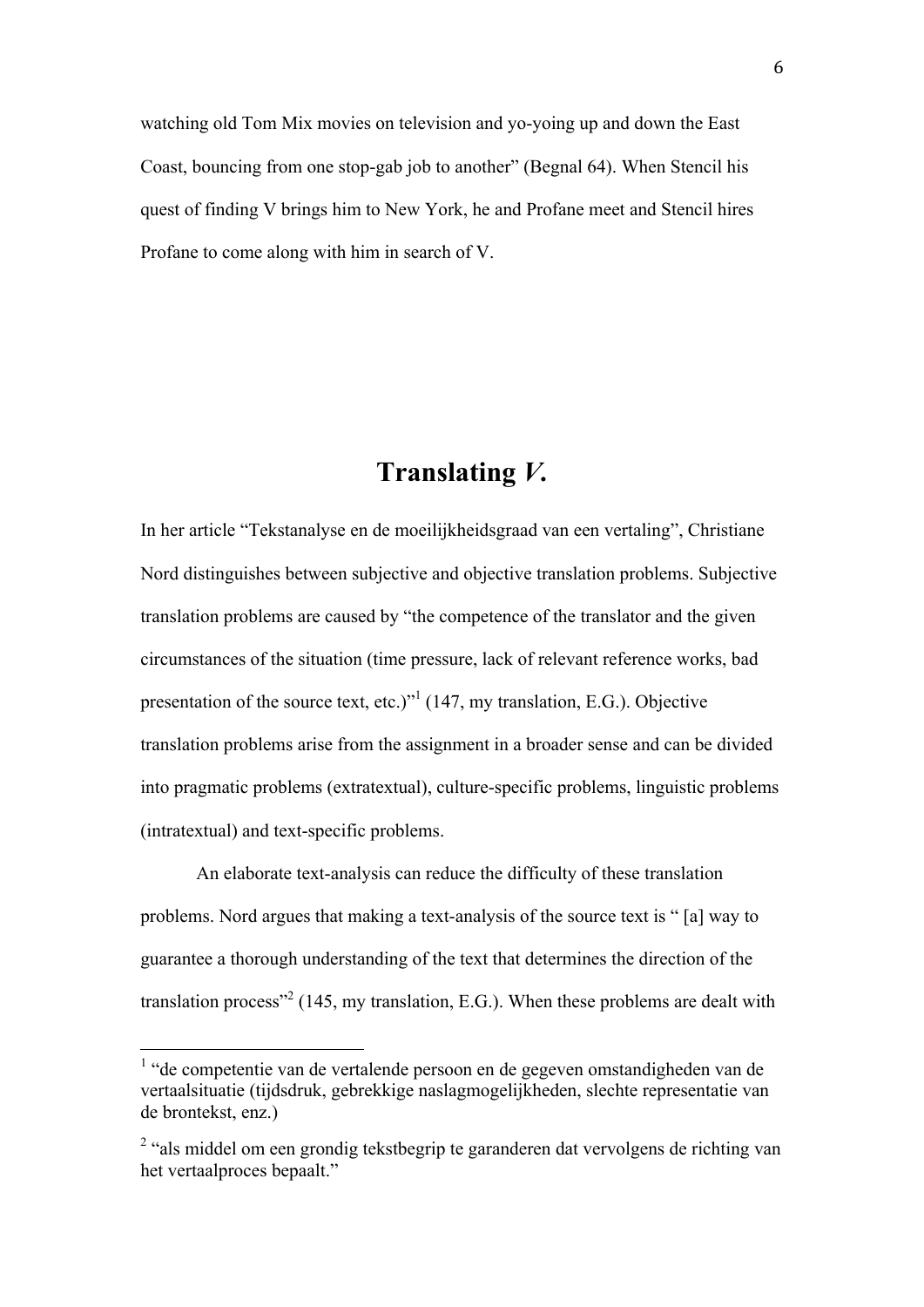watching old Tom Mix movies on television and yo-yoing up and down the East Coast, bouncing from one stop-gab job to another" (Begnal 64). When Stencil his quest of finding V brings him to New York, he and Profane meet and Stencil hires Profane to come along with him in search of V.

## Translating *V.*

In her article "Tekstanalyse en de moeilijkheidsgraad van een vertaling", Christiane Nord distinguishes between subjective and objective translation problems. Subjective translation problems are caused by "the competence of the translator and the given circumstances of the situation (time pressure, lack of relevant reference works, bad presentation of the source text, etc.)"[1] (147, my translation, E.G.). Objective translation problems arise from the assignment in a broader sense and can be divided into pragmatic problems (extratextual), culture-specific problems, linguistic problems (intratextual) and text-specific problems.

An elaborate text-analysis can reduce the difficulty of these translation problems. Nord argues that making a text-analysis of the source text is " [a] way to guarantee a thorough understanding of the text that determines the direction of the translation process"[2] (145, my translation, E.G.). When these problems are dealt with

---

[1] "de competentie van de vertalende persoon en de gegeven omstandigheden van de vertaalsituatie (tijdsdruk, gebrekkige naslagmogelijkheden, slechte representatie van de brontekst, enz.)

[2] "als middel om een grondig tekstbegrip te garanderen dat vervolgens de richting van het vertaalproces bepaalt."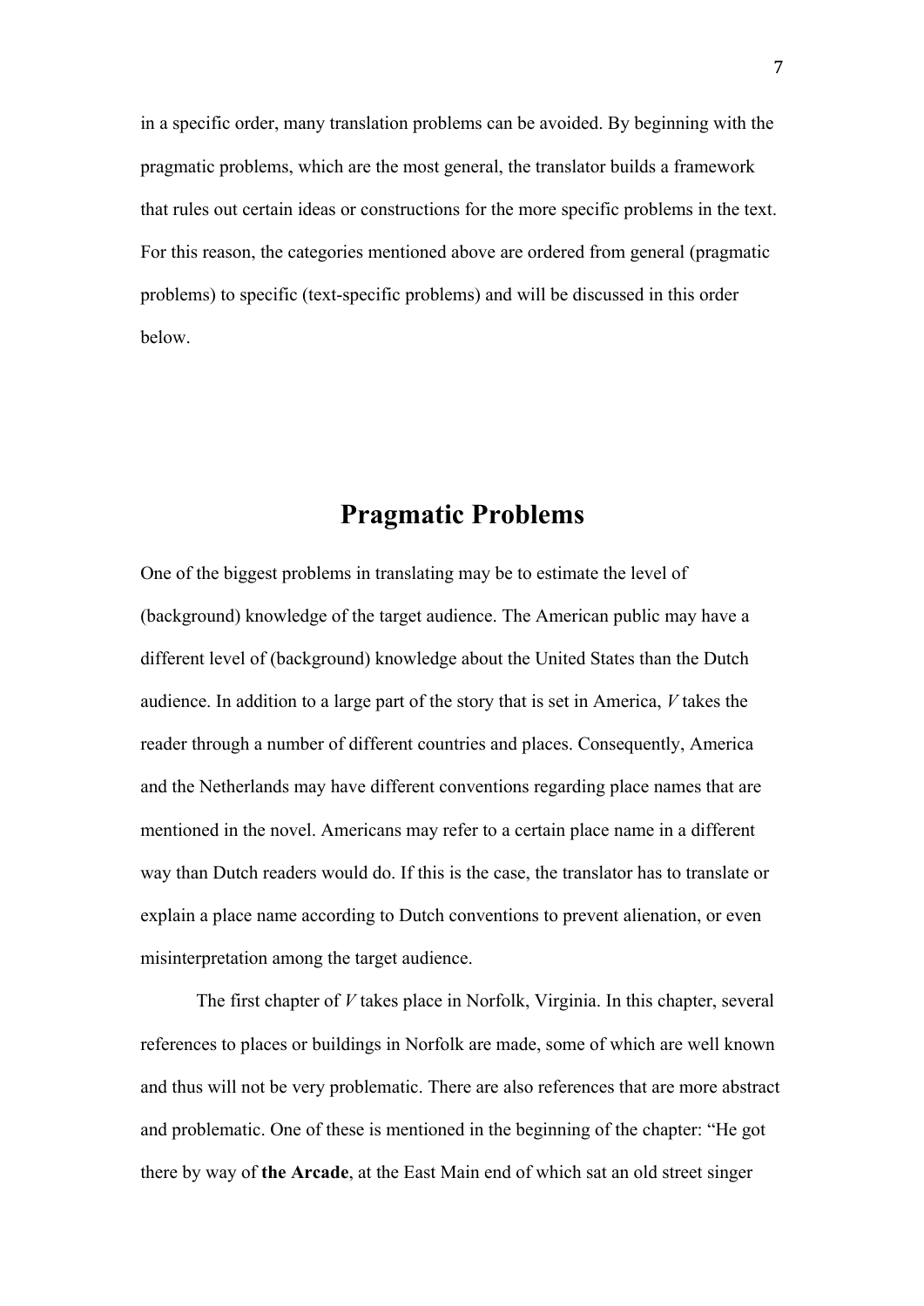in a specific order, many translation problems can be avoided. By beginning with the pragmatic problems, which are the most general, the translator builds a framework that rules out certain ideas or constructions for the more specific problems in the text. For this reason, the categories mentioned above are ordered from general (pragmatic problems) to specific (text-specific problems) and will be discussed in this order below.

# Pragmatic Problems

One of the biggest problems in translating may be to estimate the level of (background) knowledge of the target audience. The American public may have a different level of (background) knowledge about the United States than the Dutch audience. In addition to a large part of the story that is set in America, *V* takes the reader through a number of different countries and places. Consequently, America and the Netherlands may have different conventions regarding place names that are mentioned in the novel. Americans may refer to a certain place name in a different way than Dutch readers would do. If this is the case, the translator has to translate or explain a place name according to Dutch conventions to prevent alienation, or even misinterpretation among the target audience.

The first chapter of *V* takes place in Norfolk, Virginia. In this chapter, several references to places or buildings in Norfolk are made, some of which are well known and thus will not be very problematic. There are also references that are more abstract and problematic. One of these is mentioned in the beginning of the chapter: "He got there by way of **the Arcade**, at the East Main end of which sat an old street singer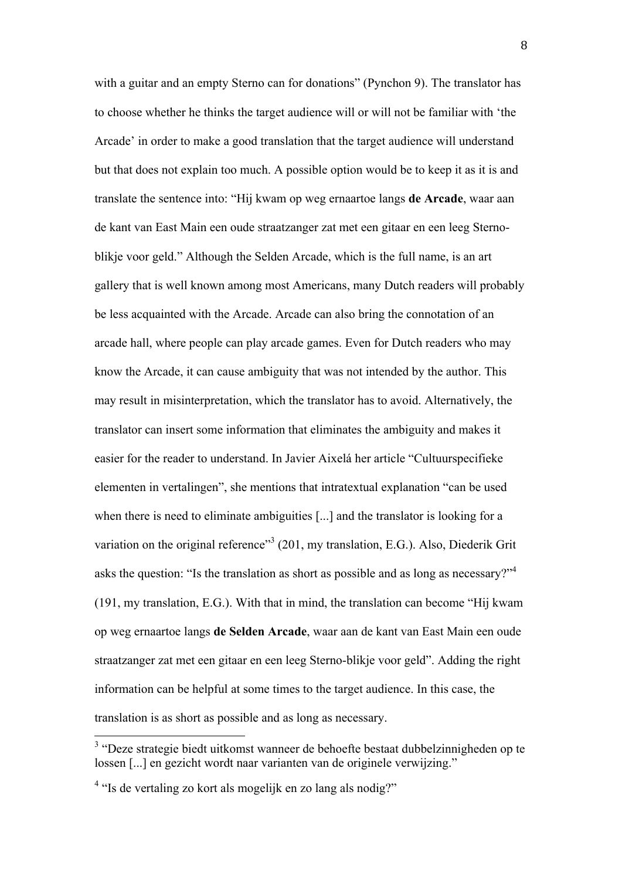with a guitar and an empty Sterno can for donations" (Pynchon 9). The translator has to choose whether he thinks the target audience will or will not be familiar with 'the Arcade' in order to make a good translation that the target audience will understand but that does not explain too much. A possible option would be to keep it as it is and translate the sentence into: "Hij kwam op weg ernaartoe langs **de Arcade**, waar aan de kant van East Main een oude straatzanger zat met een gitaar en een leeg Sterno-blikje voor geld." Although the Selden Arcade, which is the full name, is an art gallery that is well known among most Americans, many Dutch readers will probably be less acquainted with the Arcade. Arcade can also bring the connotation of an arcade hall, where people can play arcade games. Even for Dutch readers who may know the Arcade, it can cause ambiguity that was not intended by the author. This may result in misinterpretation, which the translator has to avoid. Alternatively, the translator can insert some information that eliminates the ambiguity and makes it easier for the reader to understand. In Javier Aixelá her article "Cultuurspecifieke elementen in vertalingen", she mentions that intratextual explanation "can be used when there is need to eliminate ambiguities [...] and the translator is looking for a variation on the original reference"[3] (201, my translation, E.G.). Also, Diederik Grit asks the question: "Is the translation as short as possible and as long as necessary?"[4] (191, my translation, E.G.). With that in mind, the translation can become "Hij kwam op weg ernaartoe langs **de Selden Arcade**, waar aan de kant van East Main een oude straatzanger zat met een gitaar en een leeg Sterno-blikje voor geld". Adding the right information can be helpful at some times to the target audience. In this case, the translation is as short as possible and as long as necessary.

---

[3] "Deze strategie biedt uitkomst wanneer de behoefte bestaat dubbelzinnigheden op te lossen [...] en gezicht wordt naar varianten van de originele verwijzing."

[4] "Is de vertaling zo kort als mogelijk en zo lang als nodig?"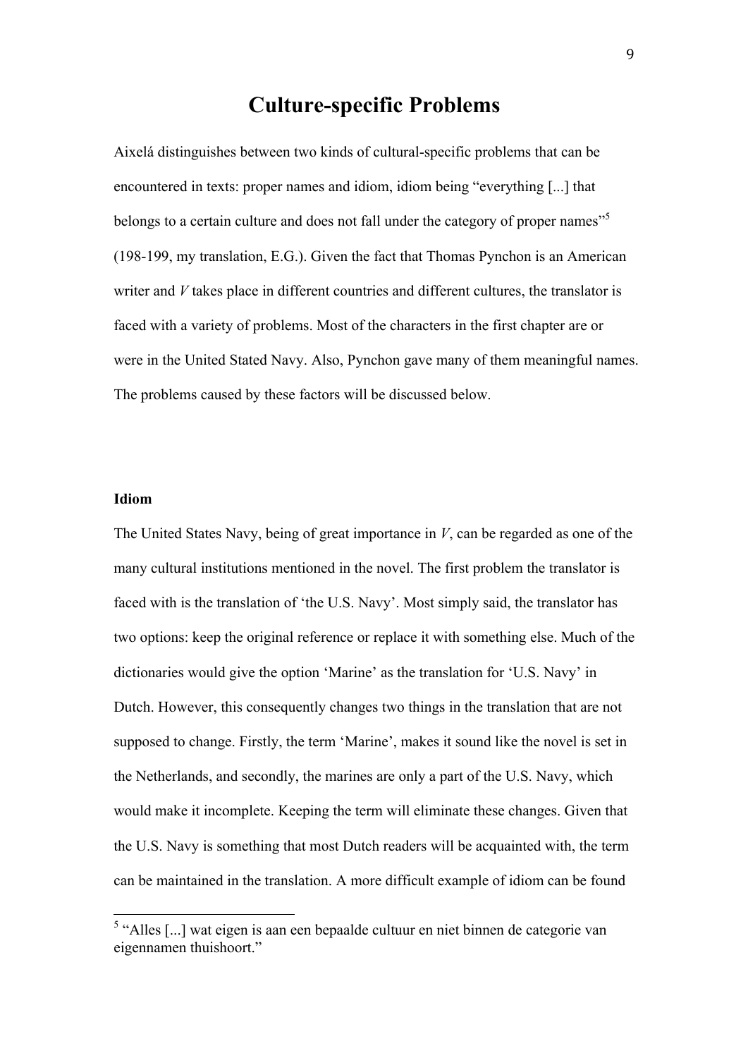# Culture-specific Problems

Aixelá distinguishes between two kinds of cultural-specific problems that can be encountered in texts: proper names and idiom, idiom being "everything [...] that belongs to a certain culture and does not fall under the category of proper names"[5] (198-199, my translation, E.G.). Given the fact that Thomas Pynchon is an American writer and *V* takes place in different countries and different cultures, the translator is faced with a variety of problems. Most of the characters in the first chapter are or were in the United Stated Navy. Also, Pynchon gave many of them meaningful names. The problems caused by these factors will be discussed below.

### Idiom

The United States Navy, being of great importance in *V*, can be regarded as one of the many cultural institutions mentioned in the novel. The first problem the translator is faced with is the translation of 'the U.S. Navy'. Most simply said, the translator has two options: keep the original reference or replace it with something else. Much of the dictionaries would give the option 'Marine' as the translation for 'U.S. Navy' in Dutch. However, this consequently changes two things in the translation that are not supposed to change. Firstly, the term 'Marine', makes it sound like the novel is set in the Netherlands, and secondly, the marines are only a part of the U.S. Navy, which would make it incomplete. Keeping the term will eliminate these changes. Given that the U.S. Navy is something that most Dutch readers will be acquainted with, the term can be maintained in the translation. A more difficult example of idiom can be found

[5] "Alles [...] wat eigen is aan een bepaalde cultuur en niet binnen de categorie van eigennamen thuishoort."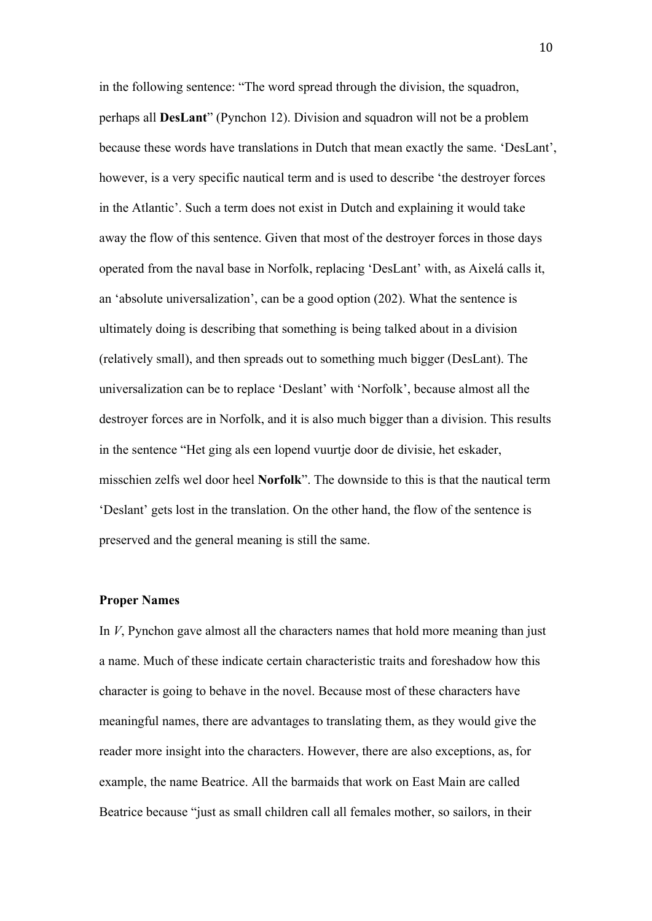in the following sentence: "The word spread through the division, the squadron, perhaps all **DesLant**" (Pynchon 12). Division and squadron will not be a problem because these words have translations in Dutch that mean exactly the same. 'DesLant', however, is a very specific nautical term and is used to describe 'the destroyer forces in the Atlantic'. Such a term does not exist in Dutch and explaining it would take away the flow of this sentence. Given that most of the destroyer forces in those days operated from the naval base in Norfolk, replacing 'DesLant' with, as Aixelá calls it, an 'absolute universalization', can be a good option (202). What the sentence is ultimately doing is describing that something is being talked about in a division (relatively small), and then spreads out to something much bigger (DesLant). The universalization can be to replace 'Deslant' with 'Norfolk', because almost all the destroyer forces are in Norfolk, and it is also much bigger than a division. This results in the sentence "Het ging als een lopend vuurtje door de divisie, het eskader, misschien zelfs wel door heel **Norfolk**". The downside to this is that the nautical term 'Deslant' gets lost in the translation. On the other hand, the flow of the sentence is preserved and the general meaning is still the same.

**Proper Names**

In *V*, Pynchon gave almost all the characters names that hold more meaning than just a name. Much of these indicate certain characteristic traits and foreshadow how this character is going to behave in the novel. Because most of these characters have meaningful names, there are advantages to translating them, as they would give the reader more insight into the characters. However, there are also exceptions, as, for example, the name Beatrice. All the barmaids that work on East Main are called Beatrice because "just as small children call all females mother, so sailors, in their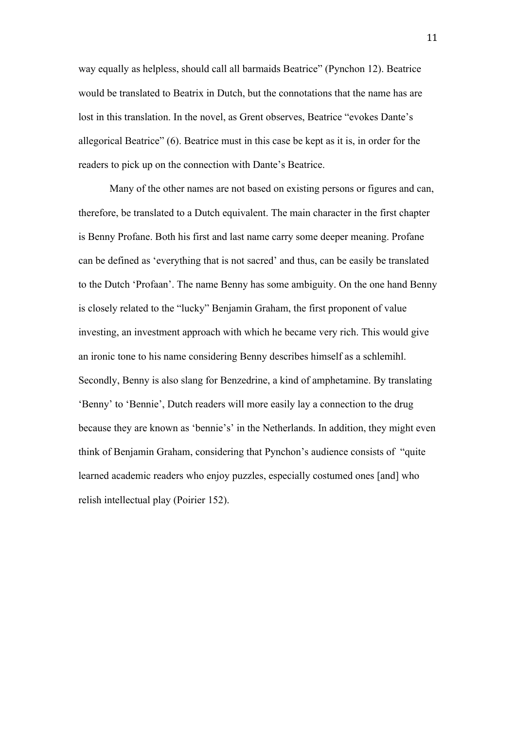way equally as helpless, should call all barmaids Beatrice" (Pynchon 12). Beatrice would be translated to Beatrix in Dutch, but the connotations that the name has are lost in this translation. In the novel, as Grent observes, Beatrice "evokes Dante's allegorical Beatrice" (6). Beatrice must in this case be kept as it is, in order for the readers to pick up on the connection with Dante's Beatrice.

Many of the other names are not based on existing persons or figures and can, therefore, be translated to a Dutch equivalent. The main character in the first chapter is Benny Profane. Both his first and last name carry some deeper meaning. Profane can be defined as 'everything that is not sacred' and thus, can be easily be translated to the Dutch 'Profaan'. The name Benny has some ambiguity. On the one hand Benny is closely related to the "lucky" Benjamin Graham, the first proponent of value investing, an investment approach with which he became very rich. This would give an ironic tone to his name considering Benny describes himself as a schlemihl. Secondly, Benny is also slang for Benzedrine, a kind of amphetamine. By translating 'Benny' to 'Bennie', Dutch readers will more easily lay a connection to the drug because they are known as 'bennie's' in the Netherlands. In addition, they might even think of Benjamin Graham, considering that Pynchon's audience consists of "quite learned academic readers who enjoy puzzles, especially costumed ones [and] who relish intellectual play (Poirier 152).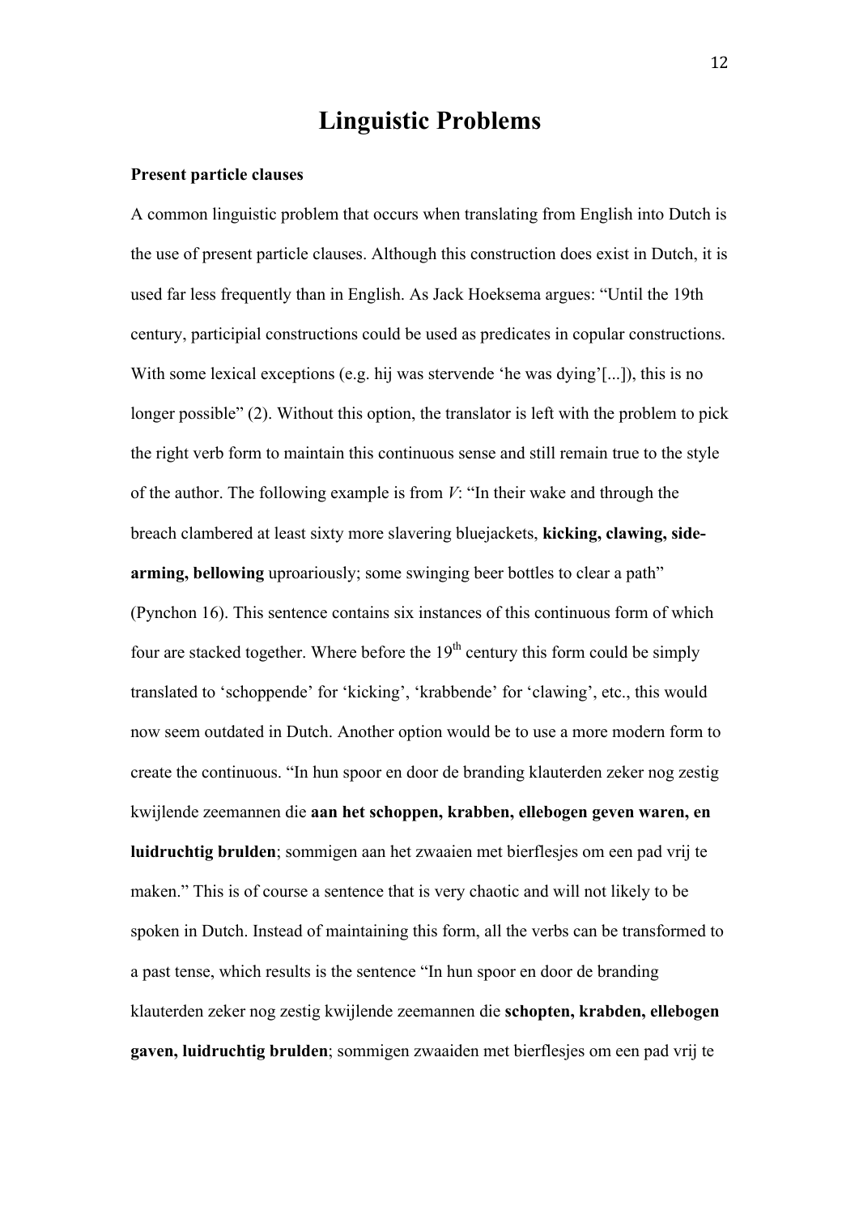# Linguistic Problems

**Present particle clauses**

A common linguistic problem that occurs when translating from English into Dutch is the use of present particle clauses. Although this construction does exist in Dutch, it is used far less frequently than in English. As Jack Hoeksema argues: "Until the 19th century, participial constructions could be used as predicates in copular constructions. With some lexical exceptions (e.g. hij was stervende 'he was dying'[...]), this is no longer possible" (2). Without this option, the translator is left with the problem to pick the right verb form to maintain this continuous sense and still remain true to the style of the author. The following example is from *V*: "In their wake and through the breach clambered at least sixty more slavering bluejackets, **kicking, clawing, side-arming, bellowing** uproariously; some swinging beer bottles to clear a path" (Pynchon 16). This sentence contains six instances of this continuous form of which four are stacked together. Where before the 19th century this form could be simply translated to 'schoppende' for 'kicking', 'krabbende' for 'clawing', etc., this would now seem outdated in Dutch. Another option would be to use a more modern form to create the continuous. "In hun spoor en door de branding klauterden zeker nog zestig kwijlende zeemannen die **aan het schoppen, krabben, ellebogen geven waren, en luidruchtig brulden**; sommigen aan het zwaaien met bierflesjes om een pad vrij te maken." This is of course a sentence that is very chaotic and will not likely to be spoken in Dutch. Instead of maintaining this form, all the verbs can be transformed to a past tense, which results is the sentence "In hun spoor en door de branding klauterden zeker nog zestig kwijlende zeemannen die **schopten, krabden, ellebogen gaven, luidruchtig brulden**; sommigen zwaaiden met bierflesjes om een pad vrij te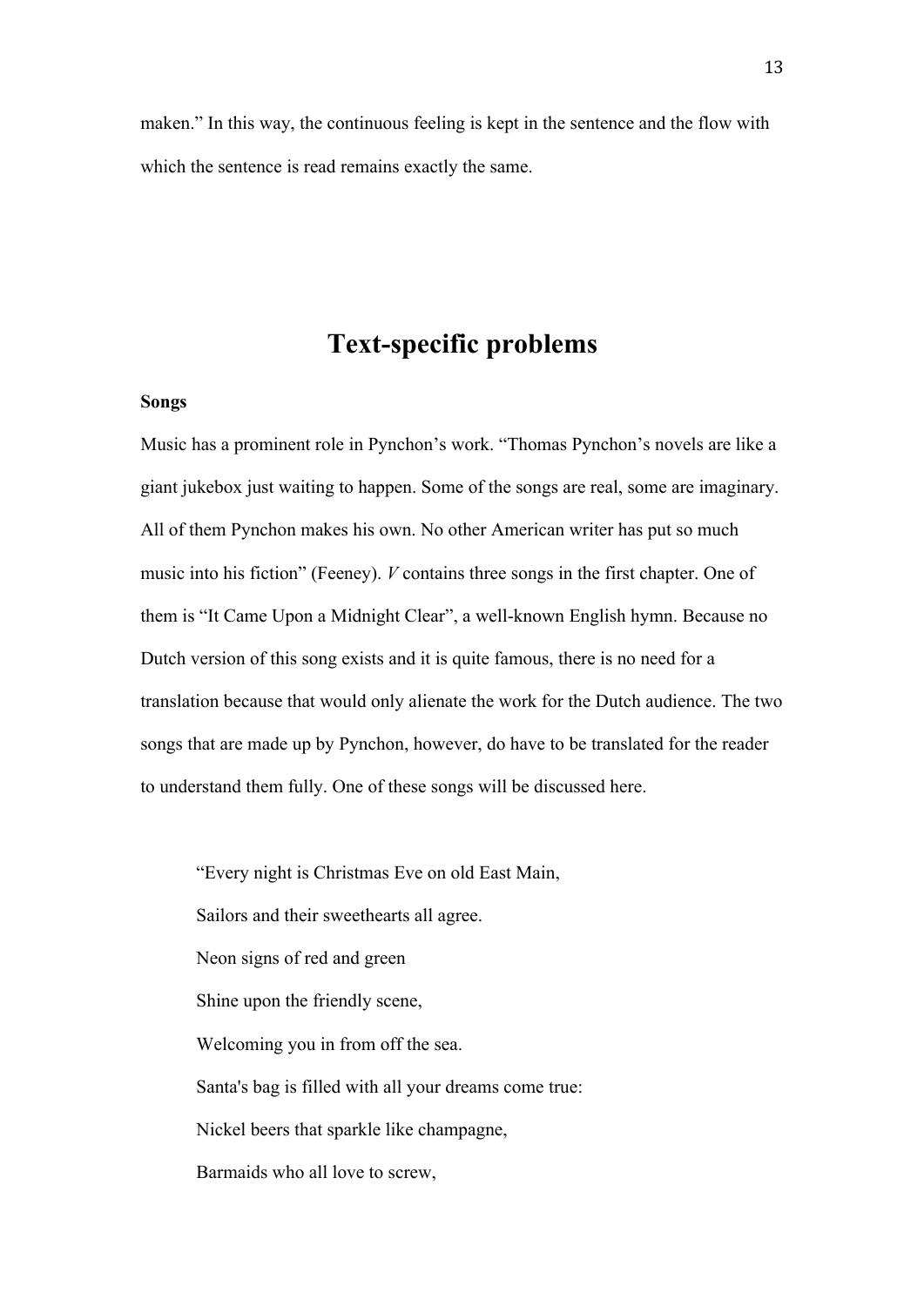maken." In this way, the continuous feeling is kept in the sentence and the flow with which the sentence is read remains exactly the same.

# Text-specific problems

**Songs**

Music has a prominent role in Pynchon's work. "Thomas Pynchon's novels are like a giant jukebox just waiting to happen. Some of the songs are real, some are imaginary. All of them Pynchon makes his own. No other American writer has put so much music into his fiction" (Feeney). *V* contains three songs in the first chapter. One of them is "It Came Upon a Midnight Clear", a well-known English hymn. Because no Dutch version of this song exists and it is quite famous, there is no need for a translation because that would only alienate the work for the Dutch audience. The two songs that are made up by Pynchon, however, do have to be translated for the reader to understand them fully. One of these songs will be discussed here.

> "Every night is Christmas Eve on old East Main,
> Sailors and their sweethearts all agree.
> Neon signs of red and green
> Shine upon the friendly scene,
> Welcoming you in from off the sea.
> Santa's bag is filled with all your dreams come true:
> Nickel beers that sparkle like champagne,
> Barmaids who all love to screw,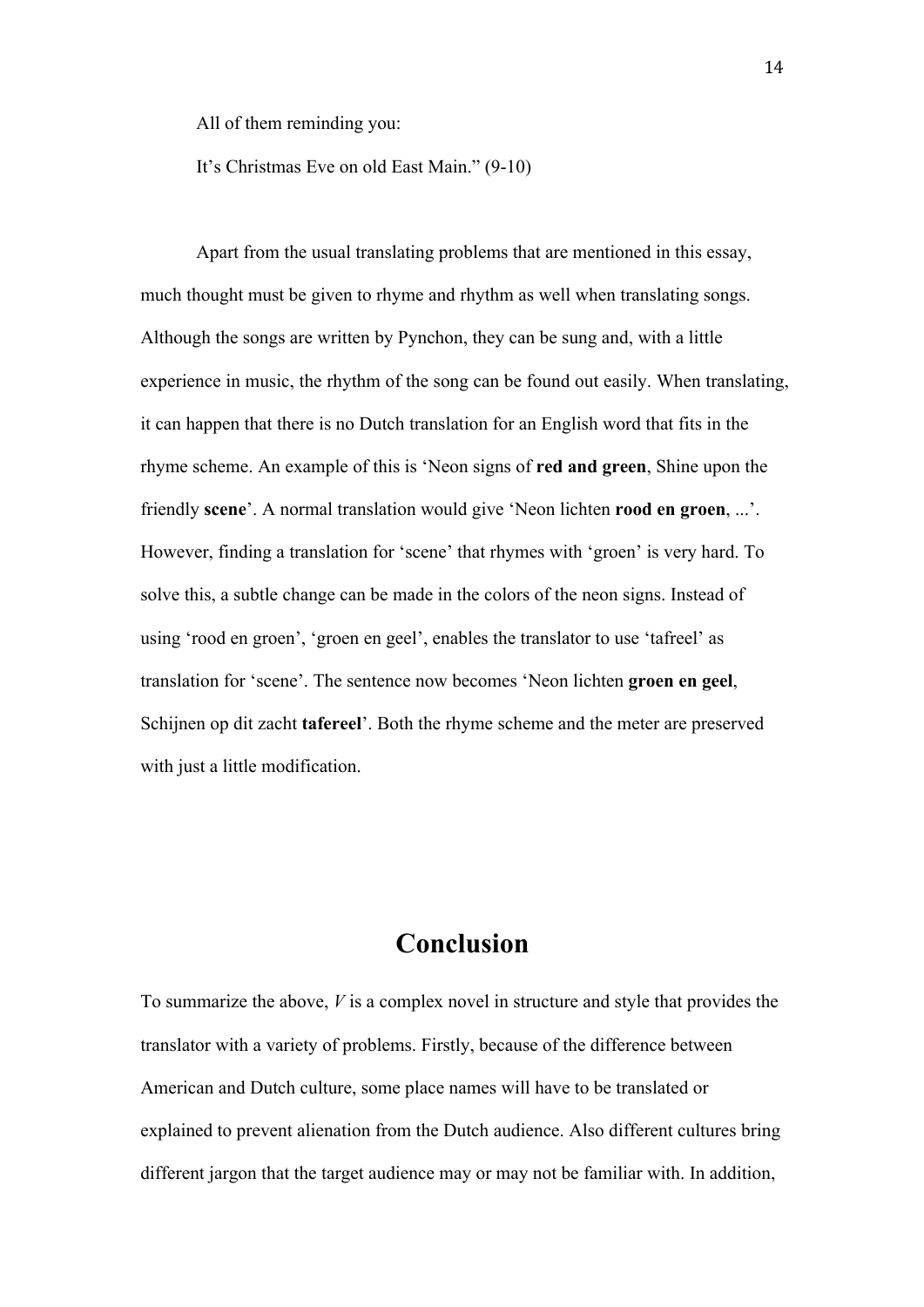All of them reminding you:

It's Christmas Eve on old East Main." (9-10)

Apart from the usual translating problems that are mentioned in this essay, much thought must be given to rhyme and rhythm as well when translating songs. Although the songs are written by Pynchon, they can be sung and, with a little experience in music, the rhythm of the song can be found out easily. When translating, it can happen that there is no Dutch translation for an English word that fits in the rhyme scheme. An example of this is 'Neon signs of **red and green**, Shine upon the friendly **scene**'. A normal translation would give 'Neon lichten **rood en groen**, ...'. However, finding a translation for 'scene' that rhymes with 'groen' is very hard. To solve this, a subtle change can be made in the colors of the neon signs. Instead of using 'rood en groen', 'groen en geel', enables the translator to use 'tafreel' as translation for 'scene'. The sentence now becomes 'Neon lichten **groen en geel**, Schijnen op dit zacht **tafereel**'. Both the rhyme scheme and the meter are preserved with just a little modification.

# Conclusion

To summarize the above, *V* is a complex novel in structure and style that provides the translator with a variety of problems. Firstly, because of the difference between American and Dutch culture, some place names will have to be translated or explained to prevent alienation from the Dutch audience. Also different cultures bring different jargon that the target audience may or may not be familiar with. In addition,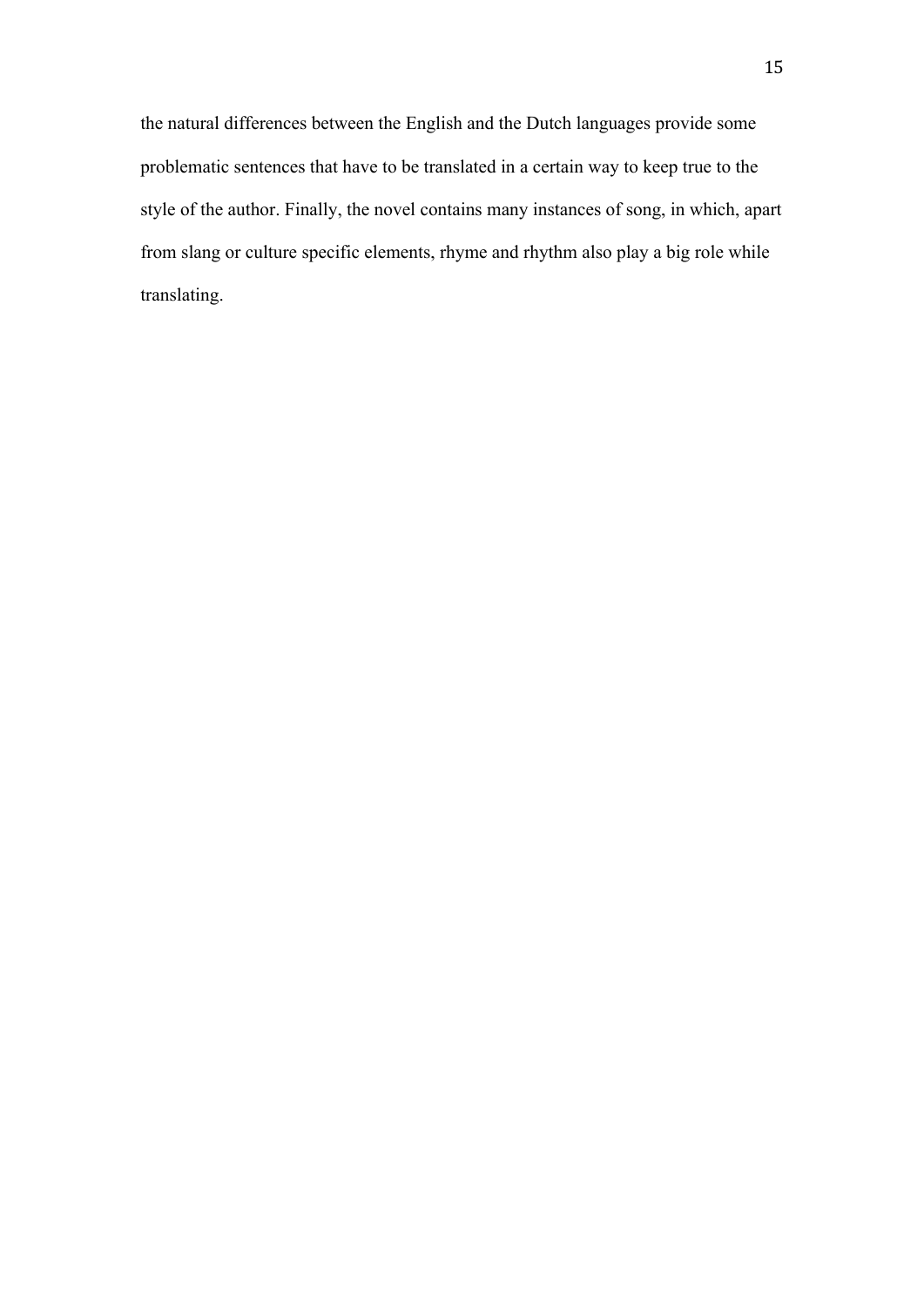the natural differences between the English and the Dutch languages provide some problematic sentences that have to be translated in a certain way to keep true to the style of the author. Finally, the novel contains many instances of song, in which, apart from slang or culture specific elements, rhyme and rhythm also play a big role while translating.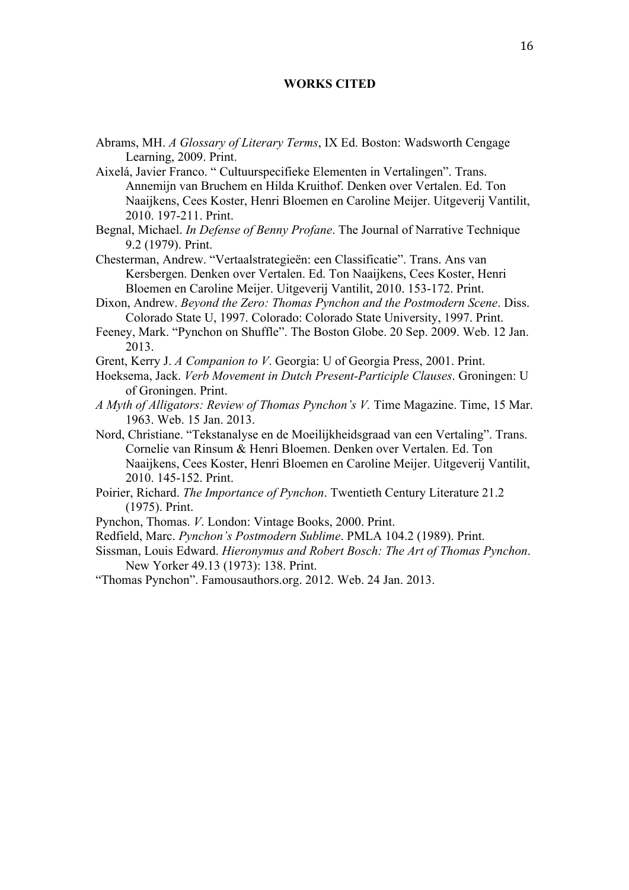**WORKS CITED**

Abrams, MH. *A Glossary of Literary Terms*, IX Ed. Boston: Wadsworth Cengage Learning, 2009. Print.

Aixelá, Javier Franco. " Cultuurspecifieke Elementen in Vertalingen". Trans. Annemijn van Bruchem en Hilda Kruithof. Denken over Vertalen. Ed. Ton Naaijkens, Cees Koster, Henri Bloemen en Caroline Meijer. Uitgeverij Vantilit, 2010. 197-211. Print.

Begnal, Michael. *In Defense of Benny Profane*. The Journal of Narrative Technique 9.2 (1979). Print.

Chesterman, Andrew. "Vertaalstrategieën: een Classificatie". Trans. Ans van Kersbergen. Denken over Vertalen. Ed. Ton Naaijkens, Cees Koster, Henri Bloemen en Caroline Meijer. Uitgeverij Vantilit, 2010. 153-172. Print.

Dixon, Andrew. *Beyond the Zero: Thomas Pynchon and the Postmodern Scene*. Diss. Colorado State U, 1997. Colorado: Colorado State University, 1997. Print.

Feeney, Mark. "Pynchon on Shuffle". The Boston Globe. 20 Sep. 2009. Web. 12 Jan. 2013.

Grent, Kerry J. *A Companion to V*. Georgia: U of Georgia Press, 2001. Print.

Hoeksema, Jack. *Verb Movement in Dutch Present-Participle Clauses*. Groningen: U of Groningen. Print.

*A Myth of Alligators: Review of Thomas Pynchon's V.* Time Magazine. Time, 15 Mar. 1963. Web. 15 Jan. 2013.

Nord, Christiane. "Tekstanalyse en de Moeilijkheidsgraad van een Vertaling". Trans. Cornelie van Rinsum & Henri Bloemen. Denken over Vertalen. Ed. Ton Naaijkens, Cees Koster, Henri Bloemen en Caroline Meijer. Uitgeverij Vantilit, 2010. 145-152. Print.

Poirier, Richard. *The Importance of Pynchon*. Twentieth Century Literature 21.2 (1975). Print.

Pynchon, Thomas. *V*. London: Vintage Books, 2000. Print.

Redfield, Marc. *Pynchon's Postmodern Sublime*. PMLA 104.2 (1989). Print.

Sissman, Louis Edward. *Hieronymus and Robert Bosch: The Art of Thomas Pynchon*. New Yorker 49.13 (1973): 138. Print.

"Thomas Pynchon". Famousauthors.org. 2012. Web. 24 Jan. 2013.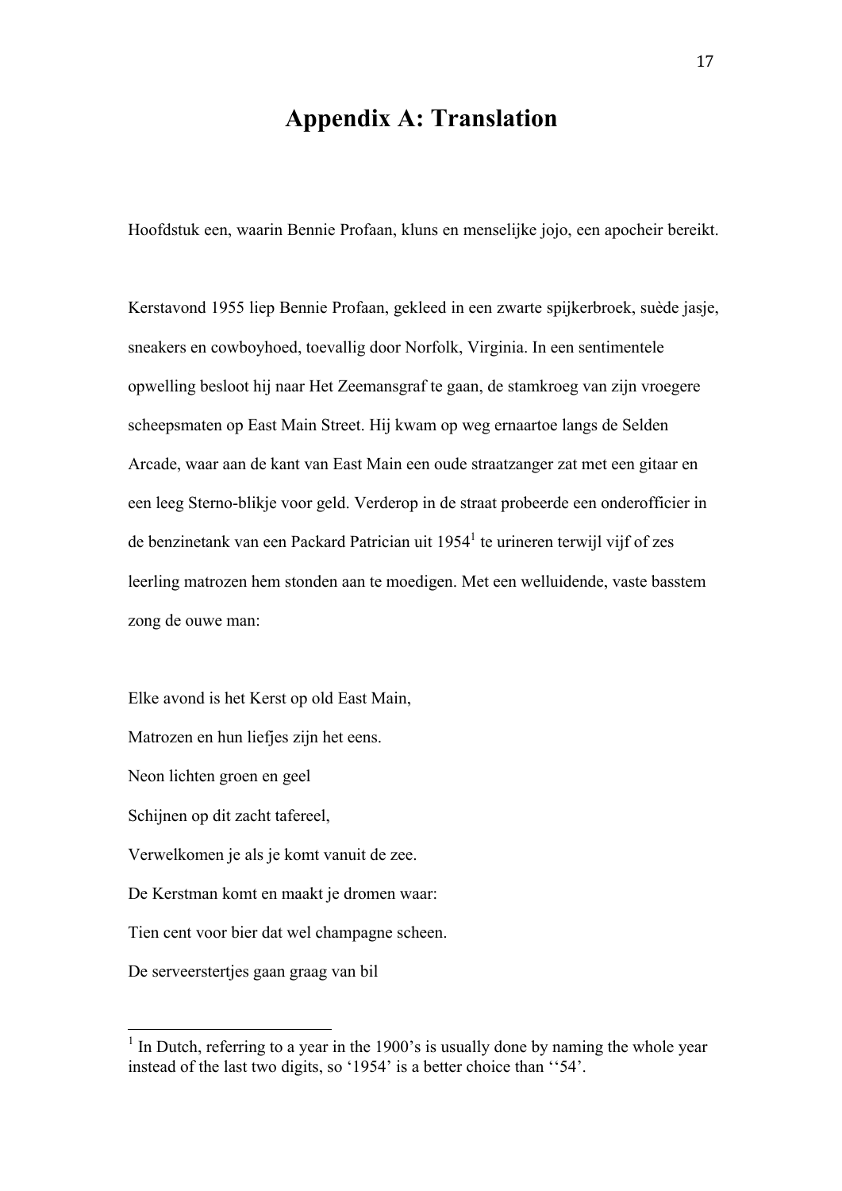// Appendix A: Translation

Hoofdstuk een, waarin Bennie Profaan, kluns en menselijke jojo, een apocheir bereikt.

Kerstavond 1955 liep Bennie Profaan, gekleed in een zwarte spijkerbroek, suède jasje, sneakers en cowboyhoed, toevallig door Norfolk, Virginia. In een sentimentele opwelling besloot hij naar Het Zeemansgraf te gaan, de stamkroeg van zijn vroegere scheepsmaten op East Main Street. Hij kwam op weg ernaartoe langs de Selden Arcade, waar aan de kant van East Main een oude straatzanger zat met een gitaar en een leeg Sterno-blikje voor geld. Verderop in de straat probeerde een onderofficier in de benzinetank van een Packard Patrician uit 1954[1] te urineren terwijl vijf of zes leerling matrozen hem stonden aan te moedigen. Met een welluidende, vaste basstem zong de ouwe man:

Elke avond is het Kerst op old East Main,
Matrozen en hun liefjes zijn het eens.
Neon lichten groen en geel
Schijnen op dit zacht tafereel,
Verwelkomen je als je komt vanuit de zee.
De Kerstman komt en maakt je dromen waar:
Tien cent voor bier dat wel champagne scheen.
De serveerstertjes gaan graag van bil

---

[1] In Dutch, referring to a year in the 1900's is usually done by naming the whole year instead of the last two digits, so '1954' is a better choice than ''54'.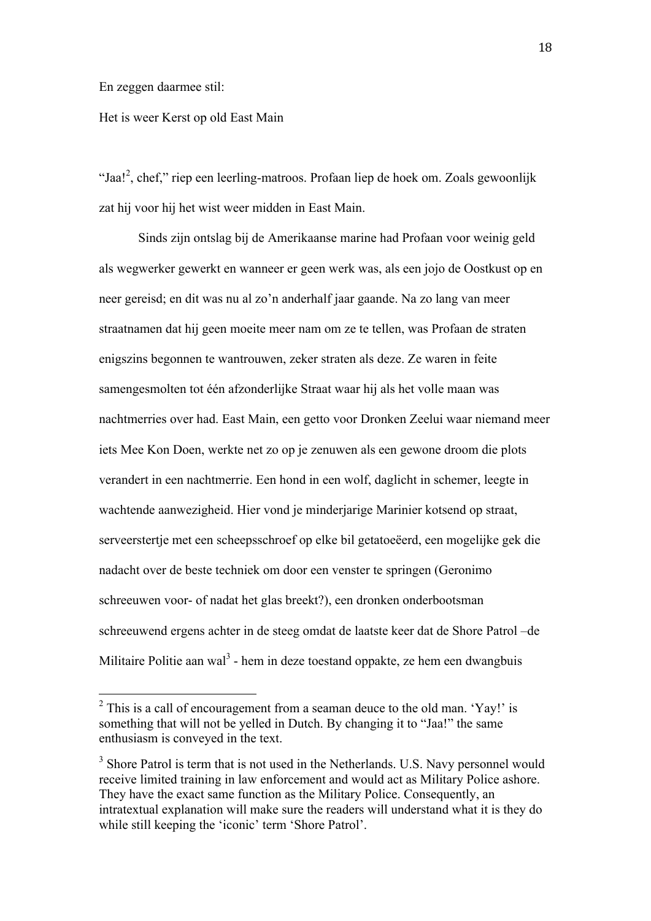En zeggen daarmee stil:

Het is weer Kerst op old East Main

“Jaa![2], chef,” riep een leerling-matroos. Profaan liep de hoek om. Zoals gewoonlijk zat hij voor hij het wist weer midden in East Main.

Sinds zijn ontslag bij de Amerikaanse marine had Profaan voor weinig geld als wegwerker gewerkt en wanneer er geen werk was, als een jojo de Oostkust op en neer gereisd; en dit was nu al zo’n anderhalf jaar gaande. Na zo lang van meer straatnamen dat hij geen moeite meer nam om ze te tellen, was Profaan de straten enigszins begonnen te wantrouwen, zeker straten als deze. Ze waren in feite samengesmolten tot één afzonderlijke Straat waar hij als het volle maan was nachtmerries over had. East Main, een getto voor Dronken Zeelui waar niemand meer iets Mee Kon Doen, werkte net zo op je zenuwen als een gewone droom die plots verandert in een nachtmerrie. Een hond in een wolf, daglicht in schemer, leegte in wachtende aanwezigheid. Hier vond je minderjarige Marinier kotsend op straat, serveerstertje met een scheepsschroef op elke bil getatoeëerd, een mogelijke gek die nadacht over de beste techniek om door een venster te springen (Geronimo schreeuwen voor- of nadat het glas breekt?), een dronken onderbootsman schreeuwend ergens achter in de steeg omdat de laatste keer dat de Shore Patrol –de Militaire Politie aan wal[3] - hem in deze toestand oppakte, ze hem een dwangbuis

---

[2] This is a call of encouragement from a seaman deuce to the old man. ‘Yay!’ is something that will not be yelled in Dutch. By changing it to “Jaa!” the same enthusiasm is conveyed in the text.

[3] Shore Patrol is term that is not used in the Netherlands. U.S. Navy personnel would receive limited training in law enforcement and would act as Military Police ashore. They have the exact same function as the Military Police. Consequently, an intratextual explanation will make sure the readers will understand what it is they do while still keeping the ‘iconic’ term ‘Shore Patrol’.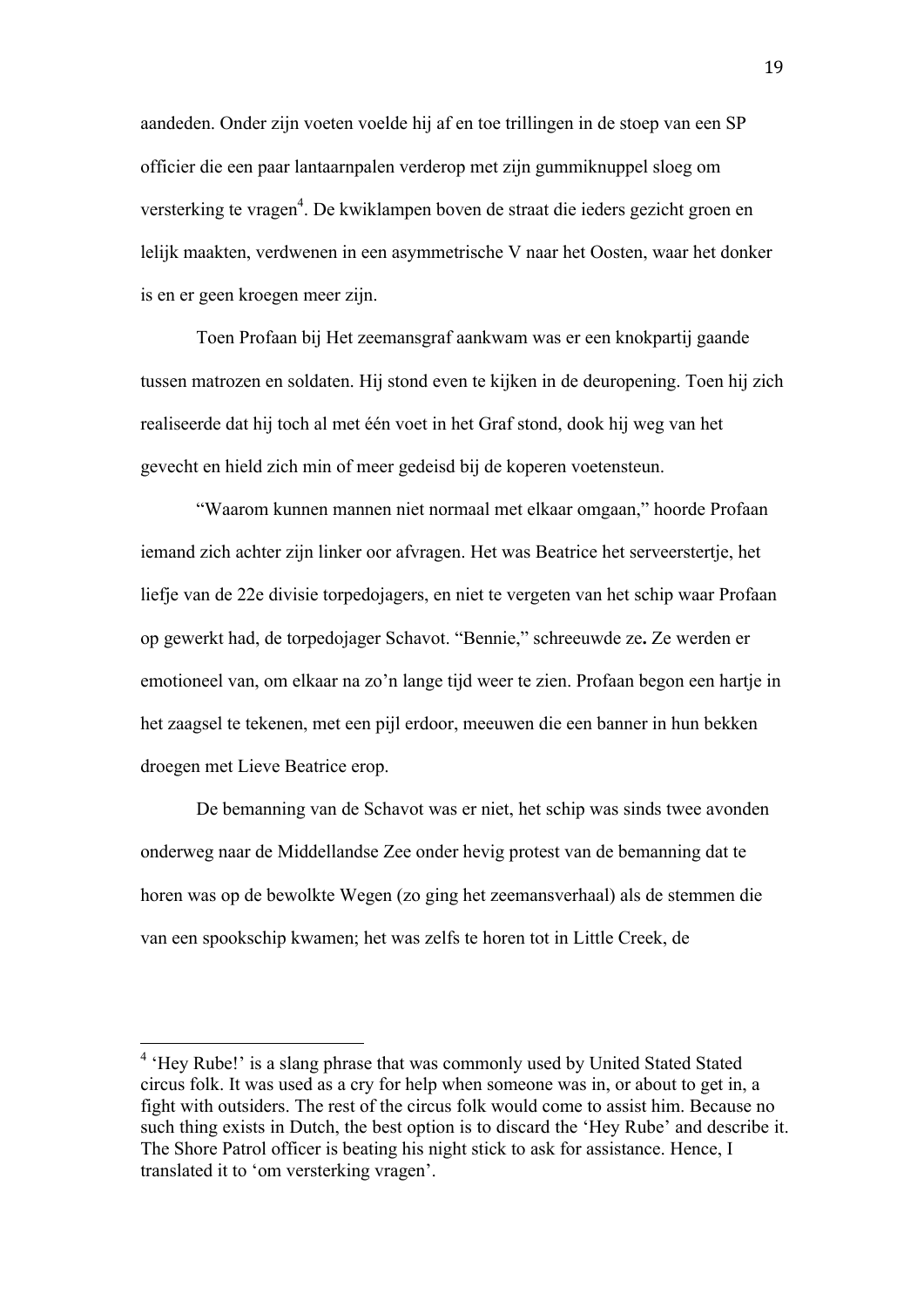aandeden. Onder zijn voeten voelde hij af en toe trillingen in de stoep van een SP officier die een paar lantaarnpalen verderop met zijn gummiknuppel sloeg om versterking te vragen[4]. De kwiklampen boven de straat die ieders gezicht groen en lelijk maakten, verdwenen in een asymmetrische V naar het Oosten, waar het donker is en er geen kroegen meer zijn.

Toen Profaan bij Het zeemansgraf aankwam was er een knokpartij gaande tussen matrozen en soldaten. Hij stond even te kijken in de deuropening. Toen hij zich realiseerde dat hij toch al met één voet in het Graf stond, dook hij weg van het gevecht en hield zich min of meer gedeisd bij de koperen voetensteun.

"Waarom kunnen mannen niet normaal met elkaar omgaan," hoorde Profaan iemand zich achter zijn linker oor afvragen. Het was Beatrice het serveerstertje, het liefje van de 22e divisie torpedojagers, en niet te vergeten van het schip waar Profaan op gewerkt had, de torpedojager Schavot. "Bennie," schreeuwde ze**.** Ze werden er emotioneel van, om elkaar na zo'n lange tijd weer te zien. Profaan begon een hartje in het zaagsel te tekenen, met een pijl erdoor, meeuwen die een banner in hun bekken droegen met Lieve Beatrice erop.

De bemanning van de Schavot was er niet, het schip was sinds twee avonden onderweg naar de Middellandse Zee onder hevig protest van de bemanning dat te horen was op de bewolkte Wegen (zo ging het zeemansverhaal) als de stemmen die van een spookschip kwamen; het was zelfs te horen tot in Little Creek, de

---

[4] 'Hey Rube!' is a slang phrase that was commonly used by United Stated Stated circus folk. It was used as a cry for help when someone was in, or about to get in, a fight with outsiders. The rest of the circus folk would come to assist him. Because no such thing exists in Dutch, the best option is to discard the 'Hey Rube' and describe it. The Shore Patrol officer is beating his night stick to ask for assistance. Hence, I translated it to 'om versterking vragen'.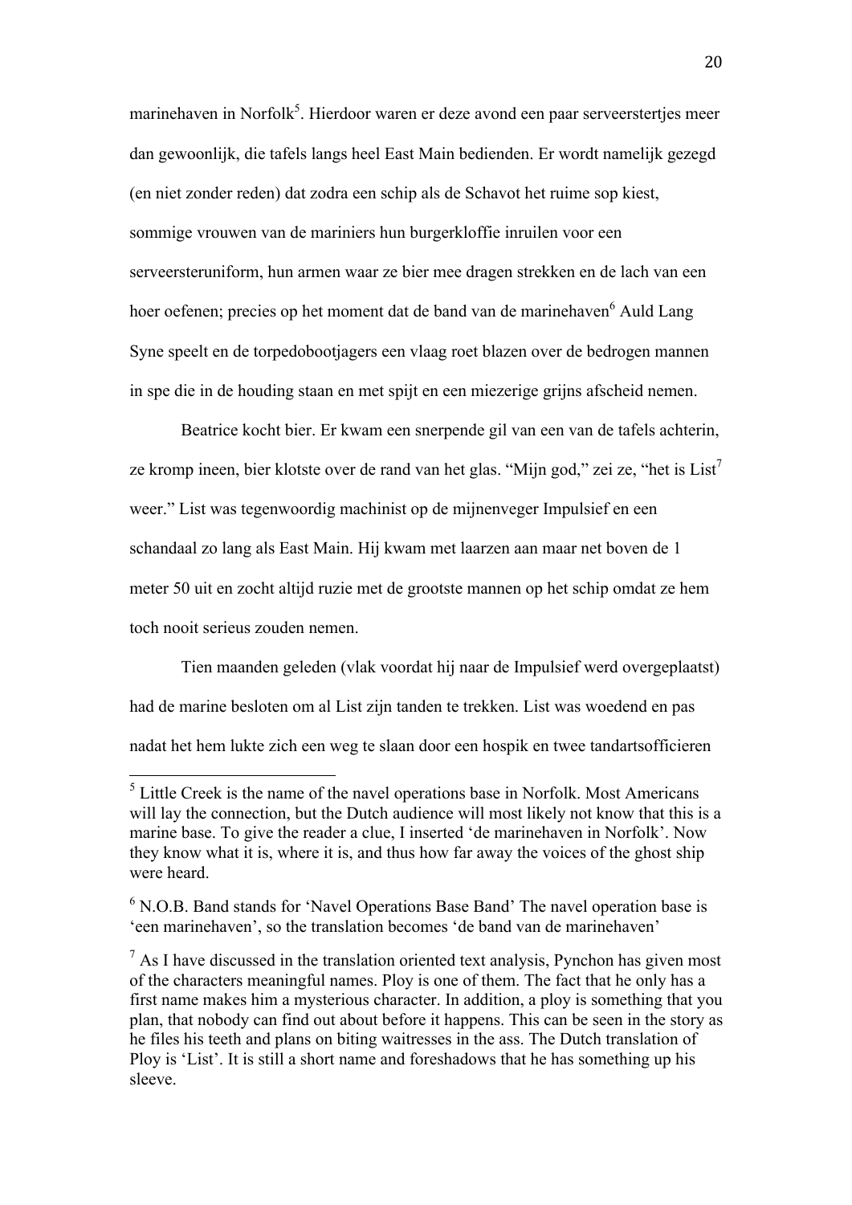marinehaven in Norfolk[5]. Hierdoor waren er deze avond een paar serveerstertjes meer dan gewoonlijk, die tafels langs heel East Main bedienden. Er wordt namelijk gezegd (en niet zonder reden) dat zodra een schip als de Schavot het ruime sop kiest, sommige vrouwen van de mariniers hun burgerkloffie inruilen voor een serveersteruniform, hun armen waar ze bier mee dragen strekken en de lach van een hoer oefenen; precies op het moment dat de band van de marinehaven[6] Auld Lang Syne speelt en de torpedobootjagers een vlaag roet blazen over de bedrogen mannen in spe die in de houding staan en met spijt en een miezerige grijns afscheid nemen.

Beatrice kocht bier. Er kwam een snerpende gil van een van de tafels achterin, ze kromp ineen, bier klotste over de rand van het glas. "Mijn god," zei ze, "het is List[7] weer." List was tegenwoordig machinist op de mijnenveger Impulsief en een schandaal zo lang als East Main. Hij kwam met laarzen aan maar net boven de 1 meter 50 uit en zocht altijd ruzie met de grootste mannen op het schip omdat ze hem toch nooit serieus zouden nemen.

Tien maanden geleden (vlak voordat hij naar de Impulsief werd overgeplaatst) had de marine besloten om al List zijn tanden te trekken. List was woedend en pas nadat het hem lukte zich een weg te slaan door een hospik en twee tandartsofficieren

---

[5] Little Creek is the name of the navel operations base in Norfolk. Most Americans will lay the connection, but the Dutch audience will most likely not know that this is a marine base. To give the reader a clue, I inserted 'de marinehaven in Norfolk'. Now they know what it is, where it is, and thus how far away the voices of the ghost ship were heard.

[6] N.O.B. Band stands for 'Navel Operations Base Band' The navel operation base is 'een marinehaven', so the translation becomes 'de band van de marinehaven'

[7] As I have discussed in the translation oriented text analysis, Pynchon has given most of the characters meaningful names. Ploy is one of them. The fact that he only has a first name makes him a mysterious character. In addition, a ploy is something that you plan, that nobody can find out about before it happens. This can be seen in the story as he files his teeth and plans on biting waitresses in the ass. The Dutch translation of Ploy is 'List'. It is still a short name and foreshadows that he has something up his sleeve.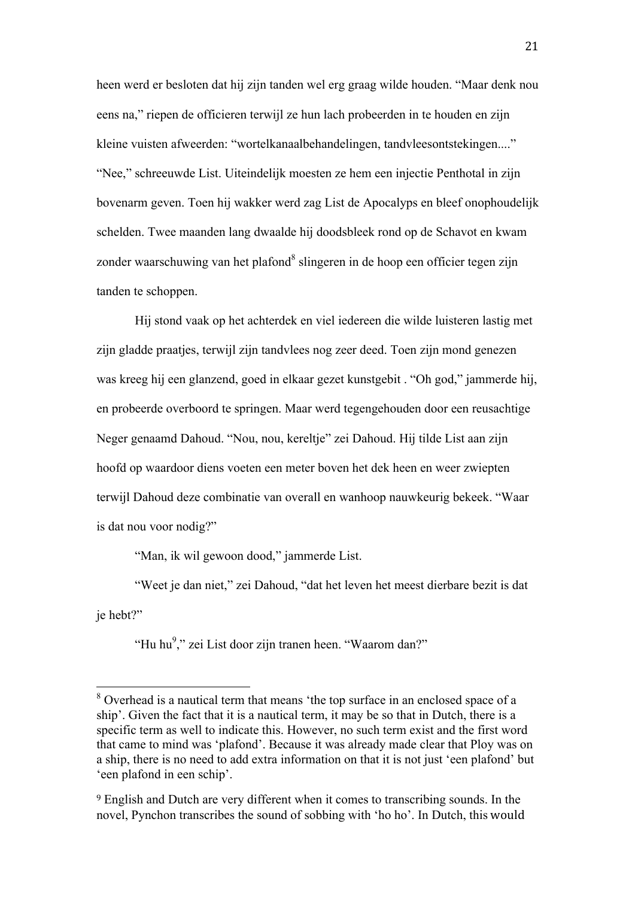heen werd er besloten dat hij zijn tanden wel erg graag wilde houden. "Maar denk nou eens na," riepen de officieren terwijl ze hun lach probeerden in te houden en zijn kleine vuisten afweerden: "wortelkanaalbehandelingen, tandvleesontstekingen...." "Nee," schreeuwde List. Uiteindelijk moesten ze hem een injectie Penthotal in zijn bovenarm geven. Toen hij wakker werd zag List de Apocalyps en bleef onophoudelijk schelden. Twee maanden lang dwaalde hij doodsbleek rond op de Schavot en kwam zonder waarschuwing van het plafond[8] slingeren in de hoop een officier tegen zijn tanden te schoppen.

Hij stond vaak op het achterdek en viel iedereen die wilde luisteren lastig met zijn gladde praatjes, terwijl zijn tandvlees nog zeer deed. Toen zijn mond genezen was kreeg hij een glanzend, goed in elkaar gezet kunstgebit . "Oh god," jammerde hij, en probeerde overboord te springen. Maar werd tegengehouden door een reusachtige Neger genaamd Dahoud. "Nou, nou, kereltje" zei Dahoud. Hij tilde List aan zijn hoofd op waardoor diens voeten een meter boven het dek heen en weer zwiepten terwijl Dahoud deze combinatie van overall en wanhoop nauwkeurig bekeek. "Waar is dat nou voor nodig?"

"Man, ik wil gewoon dood," jammerde List.

"Weet je dan niet," zei Dahoud, "dat het leven het meest dierbare bezit is dat je hebt?"

"Hu hu[9]," zei List door zijn tranen heen. "Waarom dan?"

---

[8] Overhead is a nautical term that means 'the top surface in an enclosed space of a ship'. Given the fact that it is a nautical term, it may be so that in Dutch, there is a specific term as well to indicate this. However, no such term exist and the first word that came to mind was 'plafond'. Because it was already made clear that Ploy was on a ship, there is no need to add extra information on that it is not just 'een plafond' but 'een plafond in een schip'.

[9] English and Dutch are very different when it comes to transcribing sounds. In the novel, Pynchon transcribes the sound of sobbing with 'ho ho'. In Dutch, this would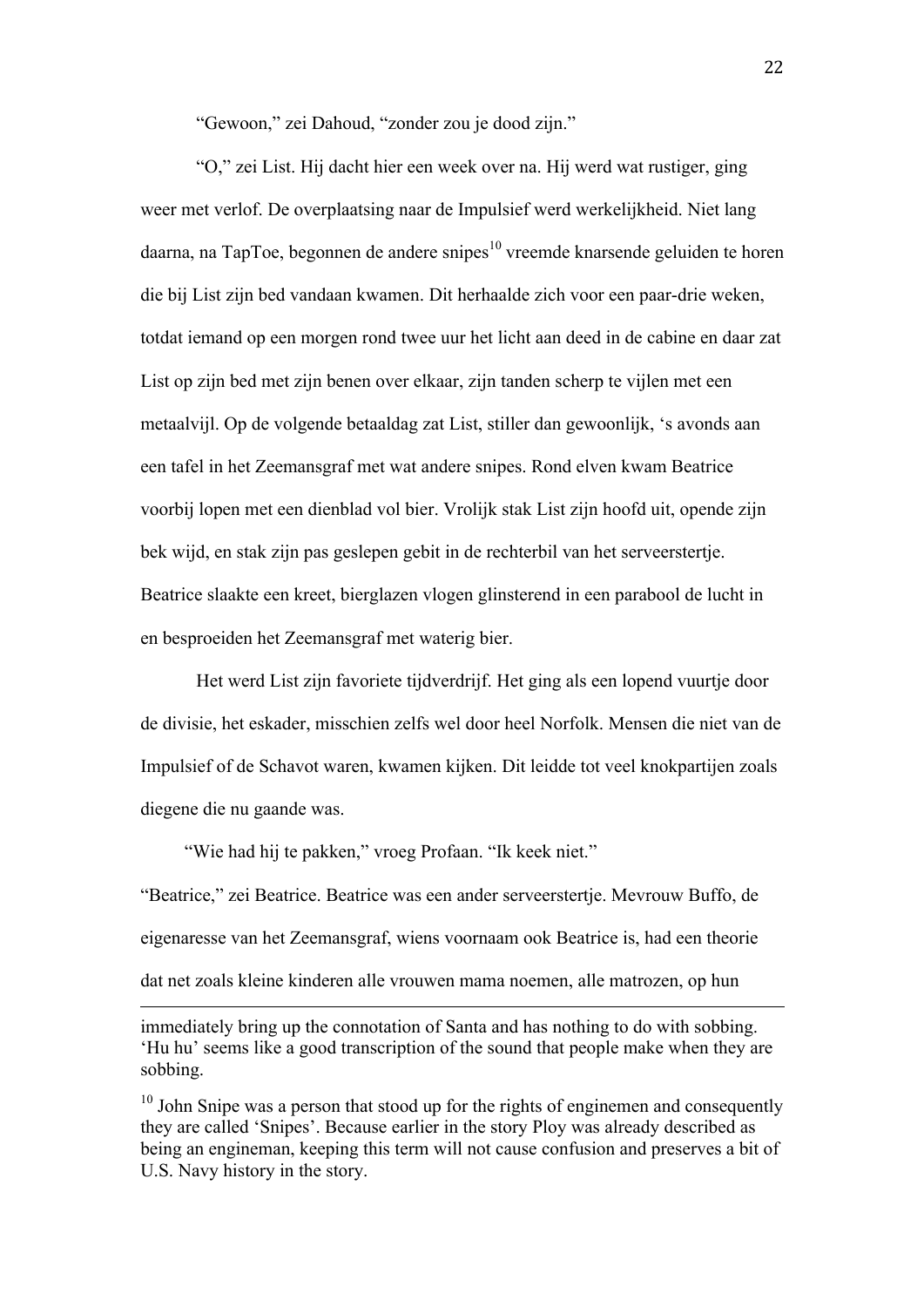"Gewoon," zei Dahoud, "zonder zou je dood zijn."

"O," zei List. Hij dacht hier een week over na. Hij werd wat rustiger, ging weer met verlof. De overplaatsing naar de Impulsief werd werkelijkheid. Niet lang daarna, na TapToe, begonnen de andere snipes[10] vreemde knarsende geluiden te horen die bij List zijn bed vandaan kwamen. Dit herhaalde zich voor een paar-drie weken, totdat iemand op een morgen rond twee uur het licht aan deed in de cabine en daar zat List op zijn bed met zijn benen over elkaar, zijn tanden scherp te vijlen met een metaalvijl. Op de volgende betaaldag zat List, stiller dan gewoonlijk, 's avonds aan een tafel in het Zeemansgraf met wat andere snipes. Rond elven kwam Beatrice voorbij lopen met een dienblad vol bier. Vrolijk stak List zijn hoofd uit, opende zijn bek wijd, en stak zijn pas geslepen gebit in de rechterbil van het serveerstertje. Beatrice slaakte een kreet, bierglazen vlogen glinsterend in een parabool de lucht in en besproeiden het Zeemansgraf met waterig bier.

Het werd List zijn favoriete tijdverdrijf. Het ging als een lopend vuurtje door de divisie, het eskader, misschien zelfs wel door heel Norfolk. Mensen die niet van de Impulsief of de Schavot waren, kwamen kijken. Dit leidde tot veel knokpartijen zoals diegene die nu gaande was.

"Wie had hij te pakken," vroeg Profaan. "Ik keek niet."

"Beatrice," zei Beatrice. Beatrice was een ander serveerstertje. Mevrouw Buffo, de eigenaresse van het Zeemansgraf, wiens voornaam ook Beatrice is, had een theorie dat net zoals kleine kinderen alle vrouwen mama noemen, alle matrozen, op hun

---

immediately bring up the connotation of Santa and has nothing to do with sobbing. 'Hu hu' seems like a good transcription of the sound that people make when they are sobbing.

[10] John Snipe was a person that stood up for the rights of enginemen and consequently they are called 'Snipes'. Because earlier in the story Ploy was already described as being an engineman, keeping this term will not cause confusion and preserves a bit of U.S. Navy history in the story.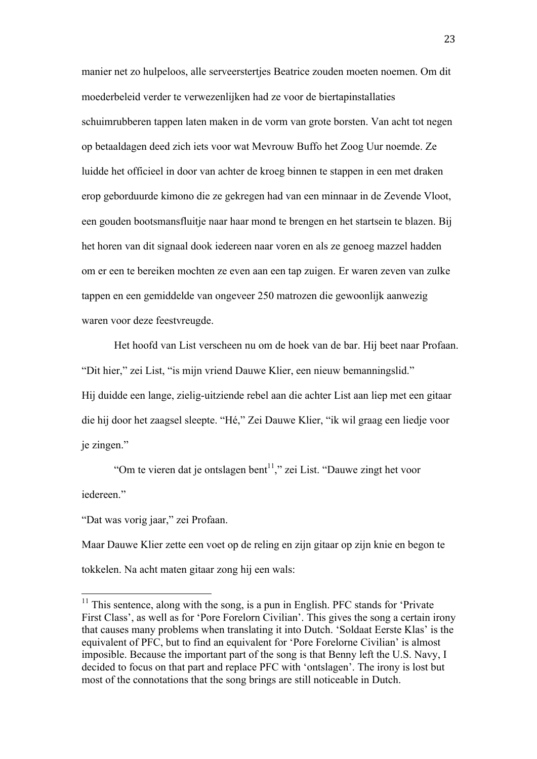manier net zo hulpeloos, alle serveerstertjes Beatrice zouden moeten noemen. Om dit moederbeleid verder te verwezenlijken had ze voor de biertapinstallaties schuimrubberen tappen laten maken in de vorm van grote borsten. Van acht tot negen op betaaldagen deed zich iets voor wat Mevrouw Buffo het Zoog Uur noemde. Ze luidde het officieel in door van achter de kroeg binnen te stappen in een met draken erop geborduurde kimono die ze gekregen had van een minnaar in de Zevende Vloot, een gouden bootsmansfluitje naar haar mond te brengen en het startsein te blazen. Bij het horen van dit signaal dook iedereen naar voren en als ze genoeg mazzel hadden om er een te bereiken mochten ze even aan een tap zuigen. Er waren zeven van zulke tappen en een gemiddelde van ongeveer 250 matrozen die gewoonlijk aanwezig waren voor deze feestvreugde.

Het hoofd van List verscheen nu om de hoek van de bar. Hij beet naar Profaan. “Dit hier,” zei List, “is mijn vriend Dauwe Klier, een nieuw bemanningslid.” Hij duidde een lange, zielig-uitziende rebel aan die achter List aan liep met een gitaar die hij door het zaagsel sleepte. “Hé,” Zei Dauwe Klier, “ik wil graag een liedje voor je zingen.”

“Om te vieren dat je ontslagen bent[11],” zei List. “Dauwe zingt het voor iedereen.”

“Dat was vorig jaar,” zei Profaan.

Maar Dauwe Klier zette een voet op de reling en zijn gitaar op zijn knie en begon te tokkelen. Na acht maten gitaar zong hij een wals:

---

[11] This sentence, along with the song, is a pun in English. PFC stands for ‘Private First Class’, as well as for ‘Pore Forelorn Civilian’. This gives the song a certain irony that causes many problems when translating it into Dutch. ‘Soldaat Eerste Klas’ is the equivalent of PFC, but to find an equivalent for ‘Pore Forelorne Civilian’ is almost imposible. Because the important part of the song is that Benny left the U.S. Navy, I decided to focus on that part and replace PFC with ‘ontslagen’. The irony is lost but most of the connotations that the song brings are still noticeable in Dutch.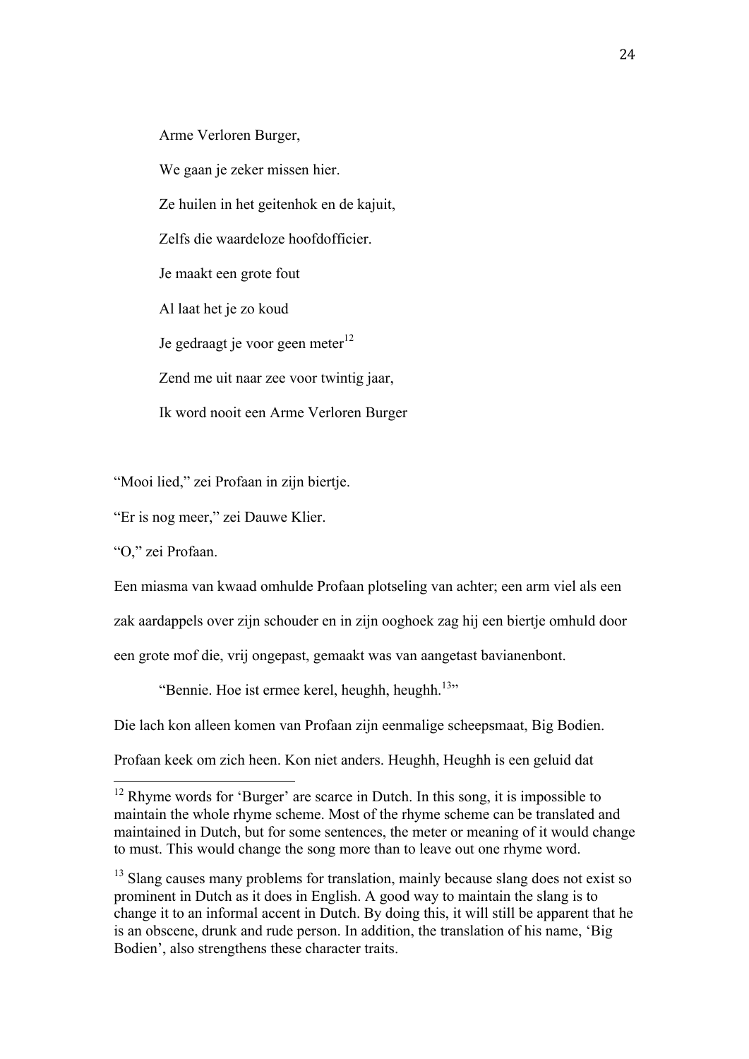Arme Verloren Burger,

We gaan je zeker missen hier.

Ze huilen in het geitenhok en de kajuit,

Zelfs die waardeloze hoofdofficier.

Je maakt een grote fout

Al laat het je zo koud

Je gedraagt je voor geen meter[12]

Zend me uit naar zee voor twintig jaar,

Ik word nooit een Arme Verloren Burger

"Mooi lied," zei Profaan in zijn biertje.

"Er is nog meer," zei Dauwe Klier.

"O," zei Profaan.

Een miasma van kwaad omhulde Profaan plotseling van achter; een arm viel als een zak aardappels over zijn schouder en in zijn ooghoek zag hij een biertje omhuld door een grote mof die, vrij ongepast, gemaakt was van aangetast bavianenbont.

"Bennie. Hoe ist ermee kerel, heughh, heughh.[13]"

Die lach kon alleen komen van Profaan zijn eenmalige scheepsmaat, Big Bodien.

Profaan keek om zich heen. Kon niet anders. Heughh, Heughh is een geluid dat

---

[12] Rhyme words for 'Burger' are scarce in Dutch. In this song, it is impossible to maintain the whole rhyme scheme. Most of the rhyme scheme can be translated and maintained in Dutch, but for some sentences, the meter or meaning of it would change to must. This would change the song more than to leave out one rhyme word.

[13] Slang causes many problems for translation, mainly because slang does not exist so prominent in Dutch as it does in English. A good way to maintain the slang is to change it to an informal accent in Dutch. By doing this, it will still be apparent that he is an obscene, drunk and rude person. In addition, the translation of his name, 'Big Bodien', also strengthens these character traits.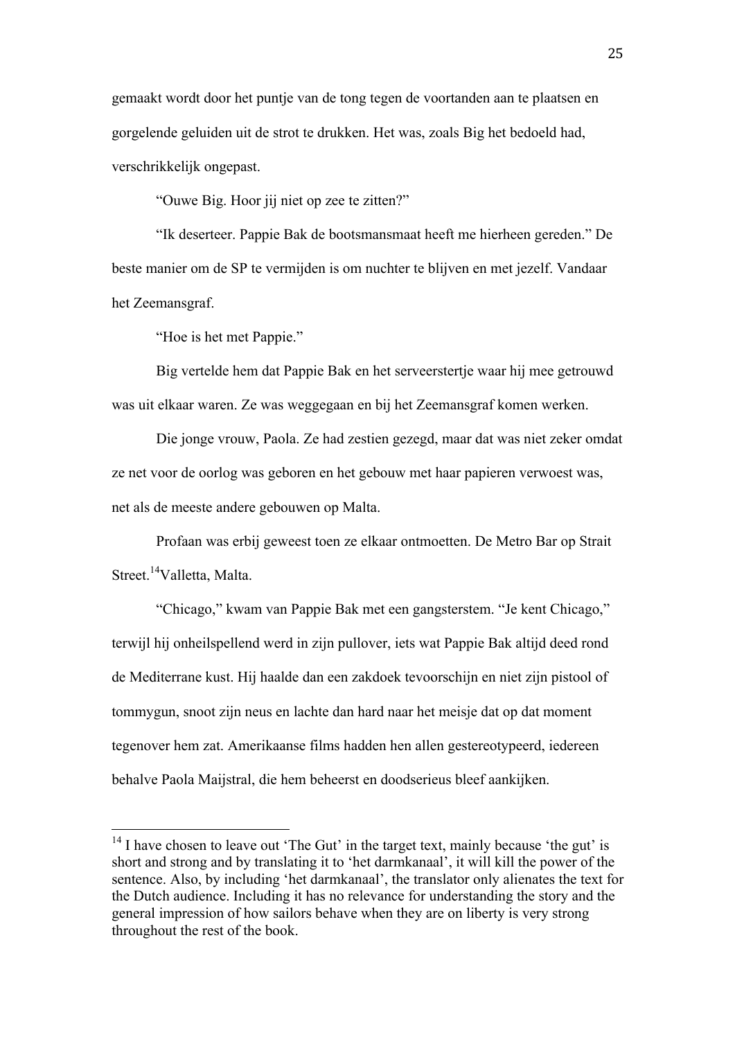gemaakt wordt door het puntje van de tong tegen de voortanden aan te plaatsen en gorgelende geluiden uit de strot te drukken. Het was, zoals Big het bedoeld had, verschrikkelijk ongepast.

"Ouwe Big. Hoor jij niet op zee te zitten?"

"Ik deserteer. Pappie Bak de bootsmansmaat heeft me hierheen gereden." De beste manier om de SP te vermijden is om nuchter te blijven en met jezelf. Vandaar het Zeemansgraf.

"Hoe is het met Pappie."

Big vertelde hem dat Pappie Bak en het serveerstertje waar hij mee getrouwd was uit elkaar waren. Ze was weggegaan en bij het Zeemansgraf komen werken.

Die jonge vrouw, Paola. Ze had zestien gezegd, maar dat was niet zeker omdat ze net voor de oorlog was geboren en het gebouw met haar papieren verwoest was, net als de meeste andere gebouwen op Malta.

Profaan was erbij geweest toen ze elkaar ontmoetten. De Metro Bar op Strait Street.[14]Valletta, Malta.

"Chicago," kwam van Pappie Bak met een gangsterstem. "Je kent Chicago," terwijl hij onheilspellend werd in zijn pullover, iets wat Pappie Bak altijd deed rond de Mediterrane kust. Hij haalde dan een zakdoek tevoorschijn en niet zijn pistool of tommygun, snoot zijn neus en lachte dan hard naar het meisje dat op dat moment tegenover hem zat. Amerikaanse films hadden hen allen gestereotypeerd, iedereen behalve Paola Maijstral, die hem beheerst en doodserieus bleef aankijken.

---

[14] I have chosen to leave out 'The Gut' in the target text, mainly because 'the gut' is short and strong and by translating it to 'het darmkanaal', it will kill the power of the sentence. Also, by including 'het darmkanaal', the translator only alienates the text for the Dutch audience. Including it has no relevance for understanding the story and the general impression of how sailors behave when they are on liberty is very strong throughout the rest of the book.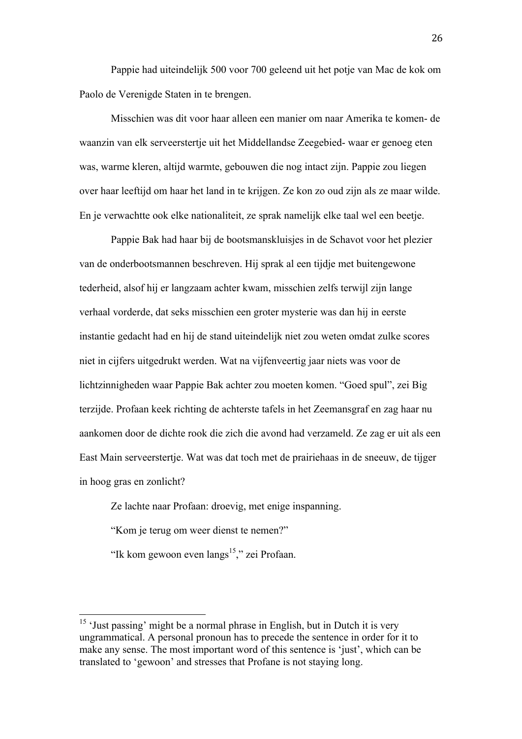Pappie had uiteindelijk 500 voor 700 geleend uit het potje van Mac de kok om Paolo de Verenigde Staten in te brengen.

Misschien was dit voor haar alleen een manier om naar Amerika te komen- de waanzin van elk serveerstertje uit het Middellandse Zeegebied- waar er genoeg eten was, warme kleren, altijd warmte, gebouwen die nog intact zijn. Pappie zou liegen over haar leeftijd om haar het land in te krijgen. Ze kon zo oud zijn als ze maar wilde. En je verwachtte ook elke nationaliteit, ze sprak namelijk elke taal wel een beetje.

Pappie Bak had haar bij de bootsmanskluisjes in de Schavot voor het plezier van de onderbootsmannen beschreven. Hij sprak al een tijdje met buitengewone tederheid, alsof hij er langzaam achter kwam, misschien zelfs terwijl zijn lange verhaal vorderde, dat seks misschien een groter mysterie was dan hij in eerste instantie gedacht had en hij de stand uiteindelijk niet zou weten omdat zulke scores niet in cijfers uitgedrukt werden. Wat na vijfenveertig jaar niets was voor de lichtzinnigheden waar Pappie Bak achter zou moeten komen. "Goed spul", zei Big terzijde. Profaan keek richting de achterste tafels in het Zeemansgraf en zag haar nu aankomen door de dichte rook die zich die avond had verzameld. Ze zag er uit als een East Main serveerstertje. Wat was dat toch met de prairiehaas in de sneeuw, de tijger in hoog gras en zonlicht?

Ze lachte naar Profaan: droevig, met enige inspanning.

"Kom je terug om weer dienst te nemen?"

"Ik kom gewoon even langs[15]," zei Profaan.

---

[15] 'Just passing' might be a normal phrase in English, but in Dutch it is very ungrammatical. A personal pronoun has to precede the sentence in order for it to make any sense. The most important word of this sentence is 'just', which can be translated to 'gewoon' and stresses that Profane is not staying long.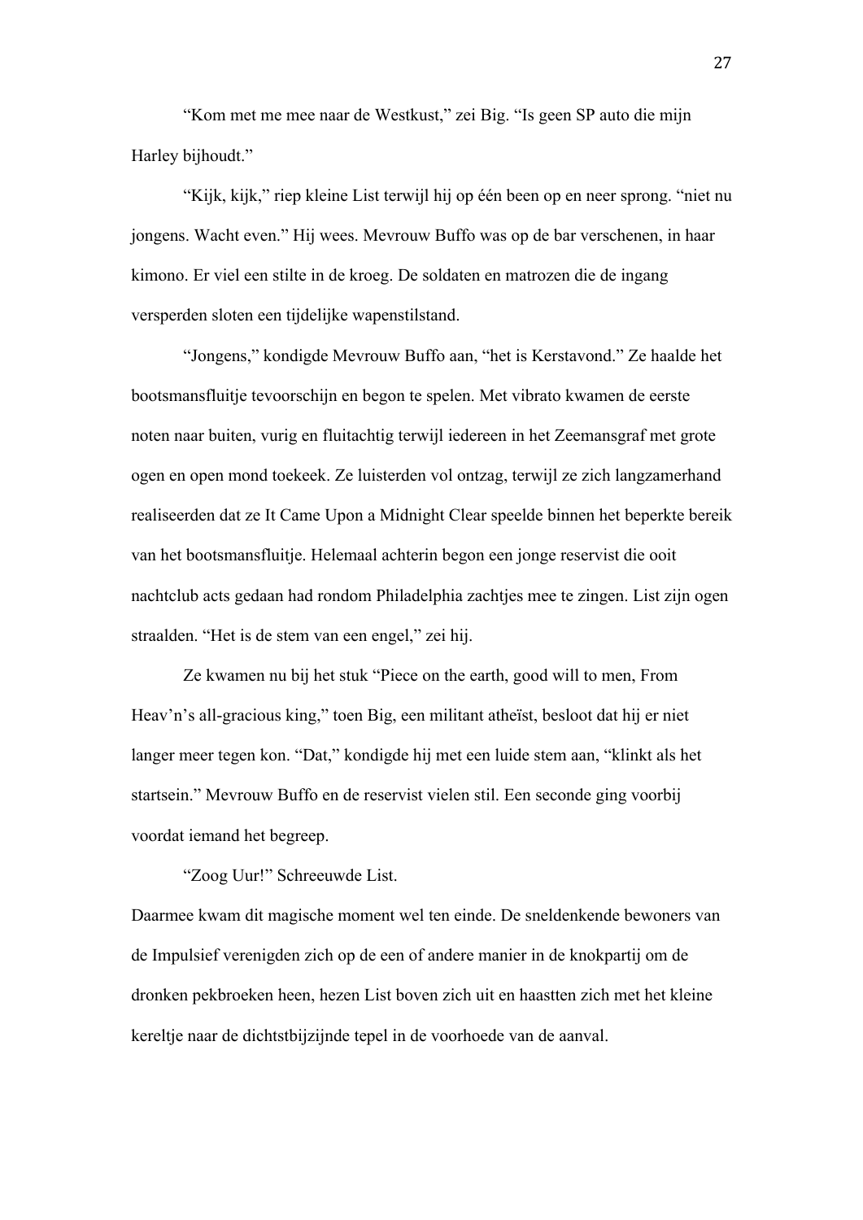"Kom met me mee naar de Westkust," zei Big. "Is geen SP auto die mijn Harley bijhoudt."

"Kijk, kijk," riep kleine List terwijl hij op één been op en neer sprong. "niet nu jongens. Wacht even." Hij wees. Mevrouw Buffo was op de bar verschenen, in haar kimono. Er viel een stilte in de kroeg. De soldaten en matrozen die de ingang versperden sloten een tijdelijke wapenstilstand.

"Jongens," kondigde Mevrouw Buffo aan, "het is Kerstavond." Ze haalde het bootsmansfluitje tevoorschijn en begon te spelen. Met vibrato kwamen de eerste noten naar buiten, vurig en fluitachtig terwijl iedereen in het Zeemansgraf met grote ogen en open mond toekeek. Ze luisterden vol ontzag, terwijl ze zich langzamerhand realiseerden dat ze It Came Upon a Midnight Clear speelde binnen het beperkte bereik van het bootsmansfluitje. Helemaal achterin begon een jonge reservist die ooit nachtclub acts gedaan had rondom Philadelphia zachtjes mee te zingen. List zijn ogen straalden. "Het is de stem van een engel," zei hij.

Ze kwamen nu bij het stuk "Piece on the earth, good will to men, From Heav'n's all-gracious king," toen Big, een militant atheïst, besloot dat hij er niet langer meer tegen kon. "Dat," kondigde hij met een luide stem aan, "klinkt als het startsein." Mevrouw Buffo en de reservist vielen stil. Een seconde ging voorbij voordat iemand het begreep.

"Zoog Uur!" Schreeuwde List.

Daarmee kwam dit magische moment wel ten einde. De sneldenkende bewoners van de Impulsief verenigden zich op de een of andere manier in de knokpartij om de dronken pekbroeken heen, hezen List boven zich uit en haastten zich met het kleine kereltje naar de dichtstbijzijnde tepel in de voorhoede van de aanval.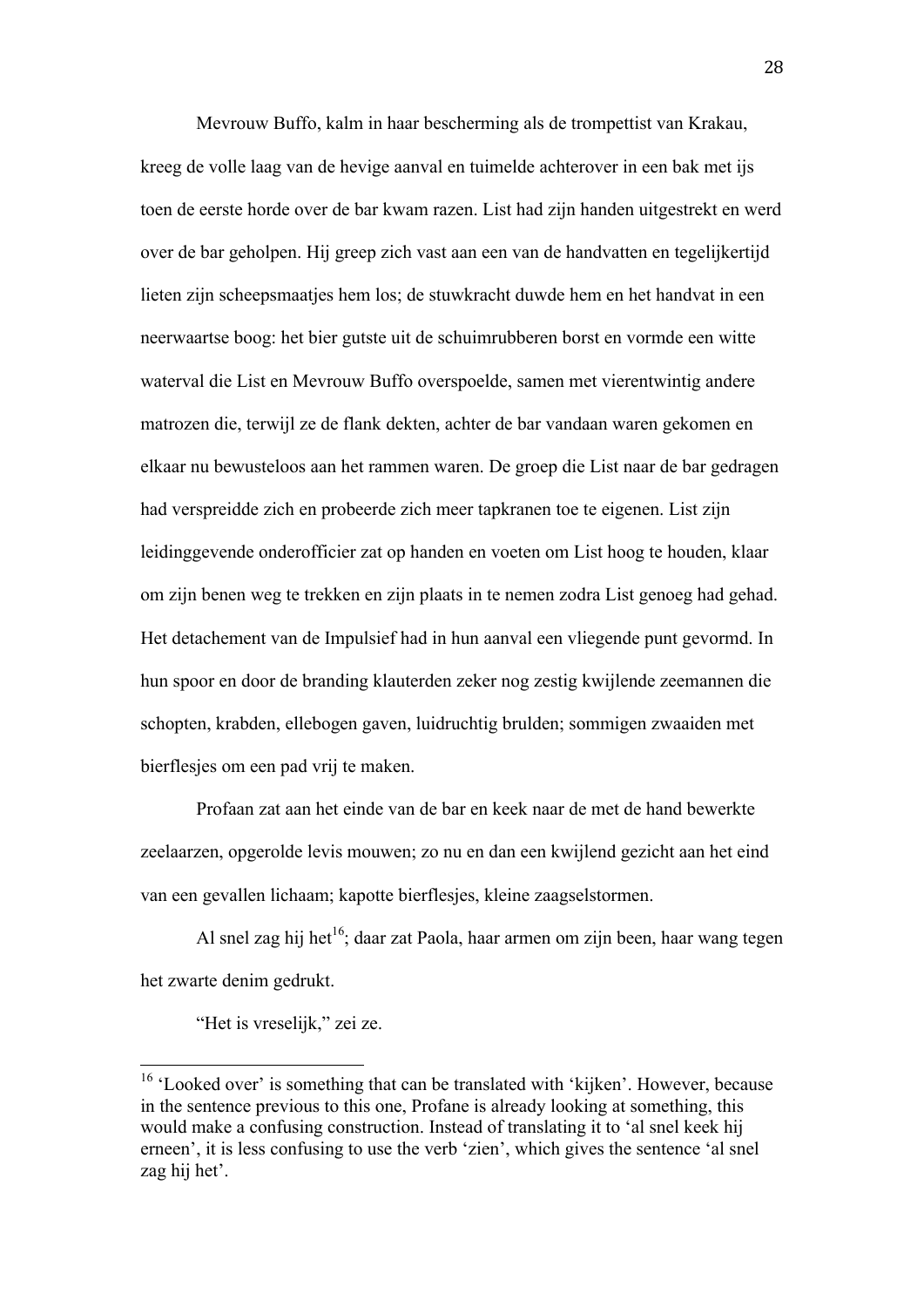Mevrouw Buffo, kalm in haar bescherming als de trompettist van Krakau, kreeg de volle laag van de hevige aanval en tuimelde achterover in een bak met ijs toen de eerste horde over de bar kwam razen. List had zijn handen uitgestrekt en werd over de bar geholpen. Hij greep zich vast aan een van de handvatten en tegelijkertijd lieten zijn scheepsmaatjes hem los; de stuwkracht duwde hem en het handvat in een neerwaartse boog: het bier gutste uit de schuimrubberen borst en vormde een witte waterval die List en Mevrouw Buffo overspoelde, samen met vierentwintig andere matrozen die, terwijl ze de flank dekten, achter de bar vandaan waren gekomen en elkaar nu bewusteloos aan het rammen waren. De groep die List naar de bar gedragen had verspreidde zich en probeerde zich meer tapkranen toe te eigenen. List zijn leidinggevende onderofficier zat op handen en voeten om List hoog te houden, klaar om zijn benen weg te trekken en zijn plaats in te nemen zodra List genoeg had gehad. Het detachement van de Impulsief had in hun aanval een vliegende punt gevormd. In hun spoor en door de branding klauterden zeker nog zestig kwijlende zeemannen die schopten, krabden, ellebogen gaven, luidruchtig brulden; sommigen zwaaiden met bierflesjes om een pad vrij te maken.

Profaan zat aan het einde van de bar en keek naar de met de hand bewerkte zeelaarzen, opgerolde levis mouwen; zo nu en dan een kwijlend gezicht aan het eind van een gevallen lichaam; kapotte bierflesjes, kleine zaagselstormen.

Al snel zag hij het[16]; daar zat Paola, haar armen om zijn been, haar wang tegen het zwarte denim gedrukt.

"Het is vreselijk," zei ze.

---

[16] 'Looked over' is something that can be translated with 'kijken'. However, because in the sentence previous to this one, Profane is already looking at something, this would make a confusing construction. Instead of translating it to 'al snel keek hij erneen', it is less confusing to use the verb 'zien', which gives the sentence 'al snel zag hij het'.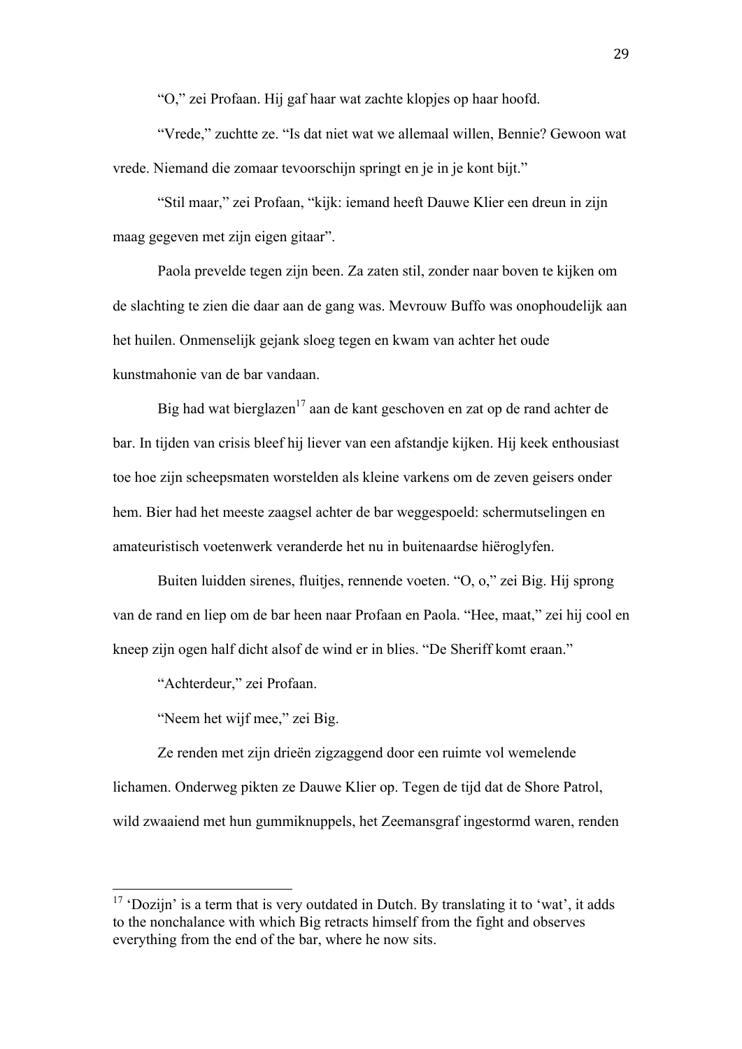“O,” zei Profaan. Hij gaf haar wat zachte klopjes op haar hoofd.

“Vrede,” zuchtte ze. “Is dat niet wat we allemaal willen, Bennie? Gewoon wat vrede. Niemand die zomaar tevoorschijn springt en je in je kont bijt.”

“Stil maar,” zei Profaan, “kijk: iemand heeft Dauwe Klier een dreun in zijn maag gegeven met zijn eigen gitaar”.

Paola prevelde tegen zijn been. Za zaten stil, zonder naar boven te kijken om de slachting te zien die daar aan de gang was. Mevrouw Buffo was onophoudelijk aan het huilen. Onmenselijk gejank sloeg tegen en kwam van achter het oude kunstmahonie van de bar vandaan.

Big had wat bierglazen[17] aan de kant geschoven en zat op de rand achter de bar. In tijden van crisis bleef hij liever van een afstandje kijken. Hij keek enthousiast toe hoe zijn scheepsmaten worstelden als kleine varkens om de zeven geisers onder hem. Bier had het meeste zaagsel achter de bar weggespoeld: schermutselingen en amateuristisch voetenwerk veranderde het nu in buitenaardse hiëroglyfen.

Buiten luidden sirenes, fluitjes, rennende voeten. “O, o,” zei Big. Hij sprong van de rand en liep om de bar heen naar Profaan en Paola. “Hee, maat,” zei hij cool en kneep zijn ogen half dicht alsof de wind er in blies. “De Sheriff komt eraan.”

“Achterdeur,” zei Profaan.

“Neem het wijf mee,” zei Big.

Ze renden met zijn drieën zigzaggend door een ruimte vol wemelende lichamen. Onderweg pikten ze Dauwe Klier op. Tegen de tijd dat de Shore Patrol, wild zwaaiend met hun gummiknuppels, het Zeemansgraf ingestormd waren, renden

---

[17] ‘Dozijn’ is a term that is very outdated in Dutch. By translating it to ‘wat’, it adds to the nonchalance with which Big retracts himself from the fight and observes everything from the end of the bar, where he now sits.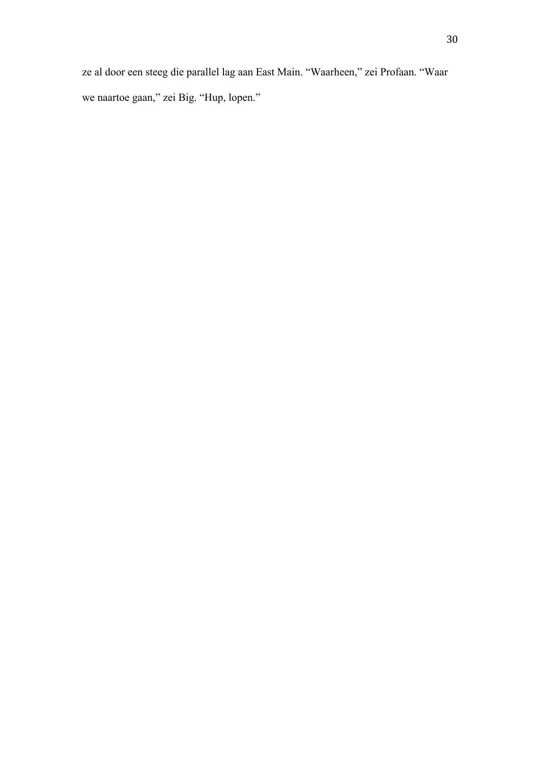ze al door een steeg die parallel lag aan East Main. “Waarheen,” zei Profaan. “Waar we naartoe gaan,” zei Big. “Hup, lopen.”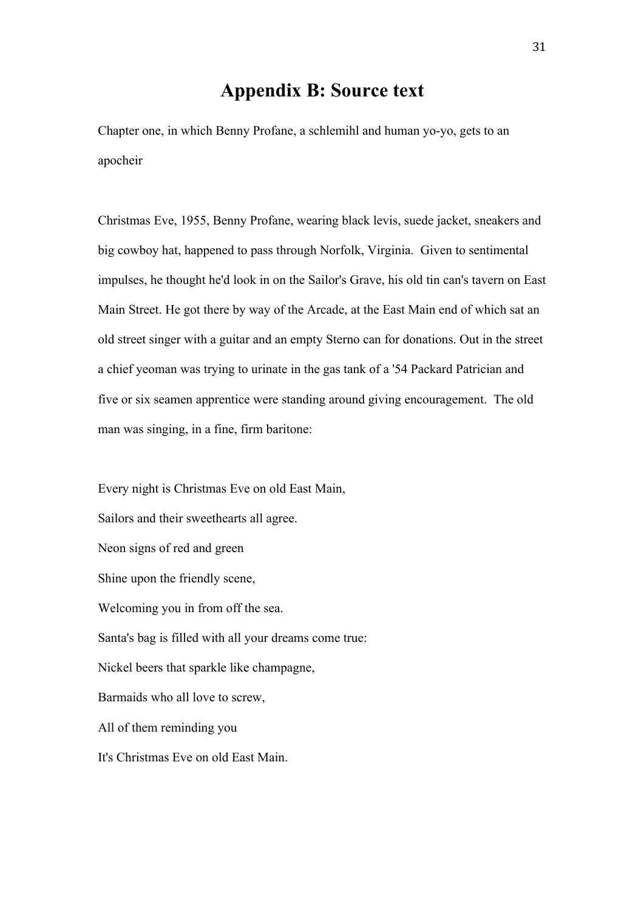# Appendix B: Source text

Chapter one, in which Benny Profane, a schlemihl and human yo-yo, gets to an apocheir

Christmas Eve, 1955, Benny Profane, wearing black levis, suede jacket, sneakers and big cowboy hat, happened to pass through Norfolk, Virginia. Given to sentimental impulses, he thought he'd look in on the Sailor's Grave, his old tin can's tavern on East Main Street. He got there by way of the Arcade, at the East Main end of which sat an old street singer with a guitar and an empty Sterno can for donations. Out in the street a chief yeoman was trying to urinate in the gas tank of a '54 Packard Patrician and five or six seamen apprentice were standing around giving encouragement. The old man was singing, in a fine, firm baritone:

Every night is Christmas Eve on old East Main,  
Sailors and their sweethearts all agree.  
Neon signs of red and green  
Shine upon the friendly scene,  
Welcoming you in from off the sea.  
Santa's bag is filled with all your dreams come true:  
Nickel beers that sparkle like champagne,  
Barmaids who all love to screw,  
All of them reminding you  
It's Christmas Eve on old East Main.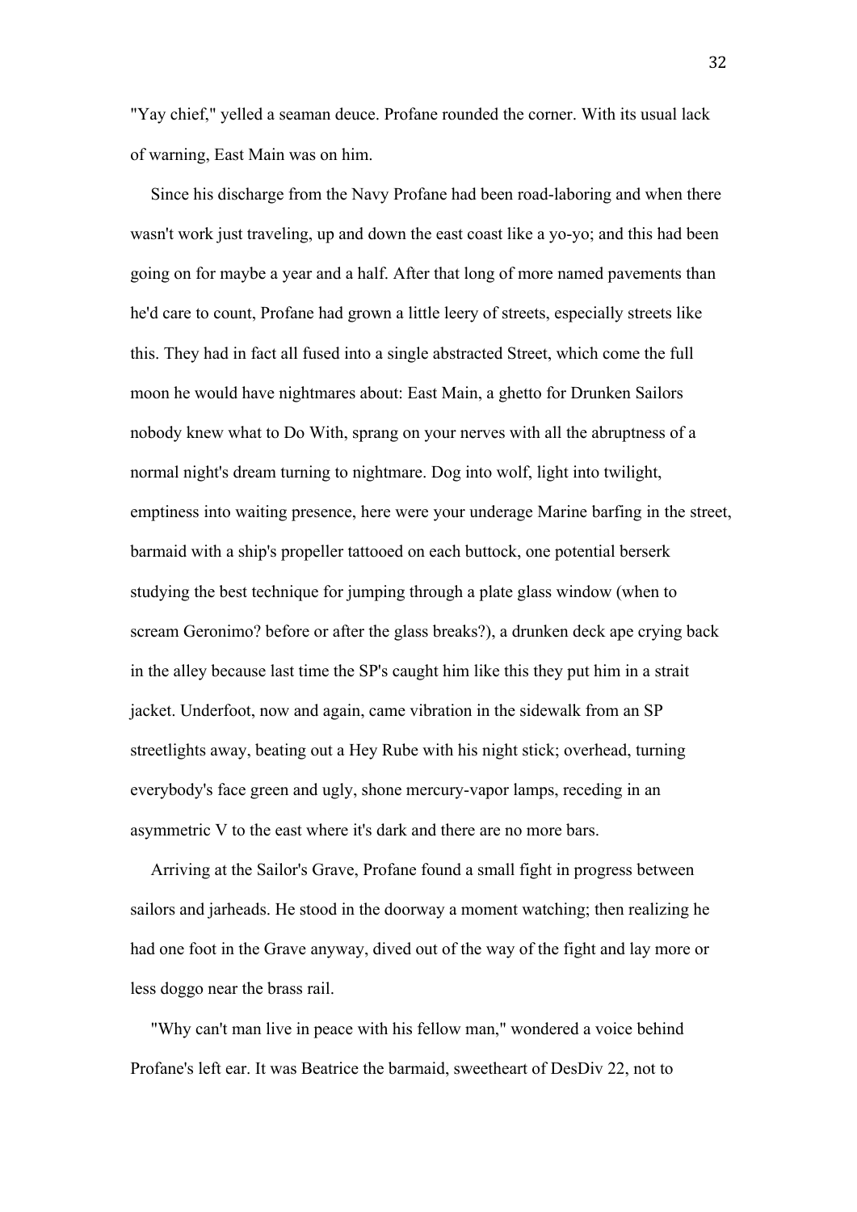"Yay chief," yelled a seaman deuce. Profane rounded the corner. With its usual lack of warning, East Main was on him.

Since his discharge from the Navy Profane had been road-laboring and when there wasn't work just traveling, up and down the east coast like a yo-yo; and this had been going on for maybe a year and a half. After that long of more named pavements than he'd care to count, Profane had grown a little leery of streets, especially streets like this. They had in fact all fused into a single abstracted Street, which come the full moon he would have nightmares about: East Main, a ghetto for Drunken Sailors nobody knew what to Do With, sprang on your nerves with all the abruptness of a normal night's dream turning to nightmare. Dog into wolf, light into twilight, emptiness into waiting presence, here were your underage Marine barfing in the street, barmaid with a ship's propeller tattooed on each buttock, one potential berserk studying the best technique for jumping through a plate glass window (when to scream Geronimo? before or after the glass breaks?), a drunken deck ape crying back in the alley because last time the SP's caught him like this they put him in a strait jacket. Underfoot, now and again, came vibration in the sidewalk from an SP streetlights away, beating out a Hey Rube with his night stick; overhead, turning everybody's face green and ugly, shone mercury-vapor lamps, receding in an asymmetric V to the east where it's dark and there are no more bars.

Arriving at the Sailor's Grave, Profane found a small fight in progress between sailors and jarheads. He stood in the doorway a moment watching; then realizing he had one foot in the Grave anyway, dived out of the way of the fight and lay more or less doggo near the brass rail.

"Why can't man live in peace with his fellow man," wondered a voice behind Profane's left ear. It was Beatrice the barmaid, sweetheart of DesDiv 22, not to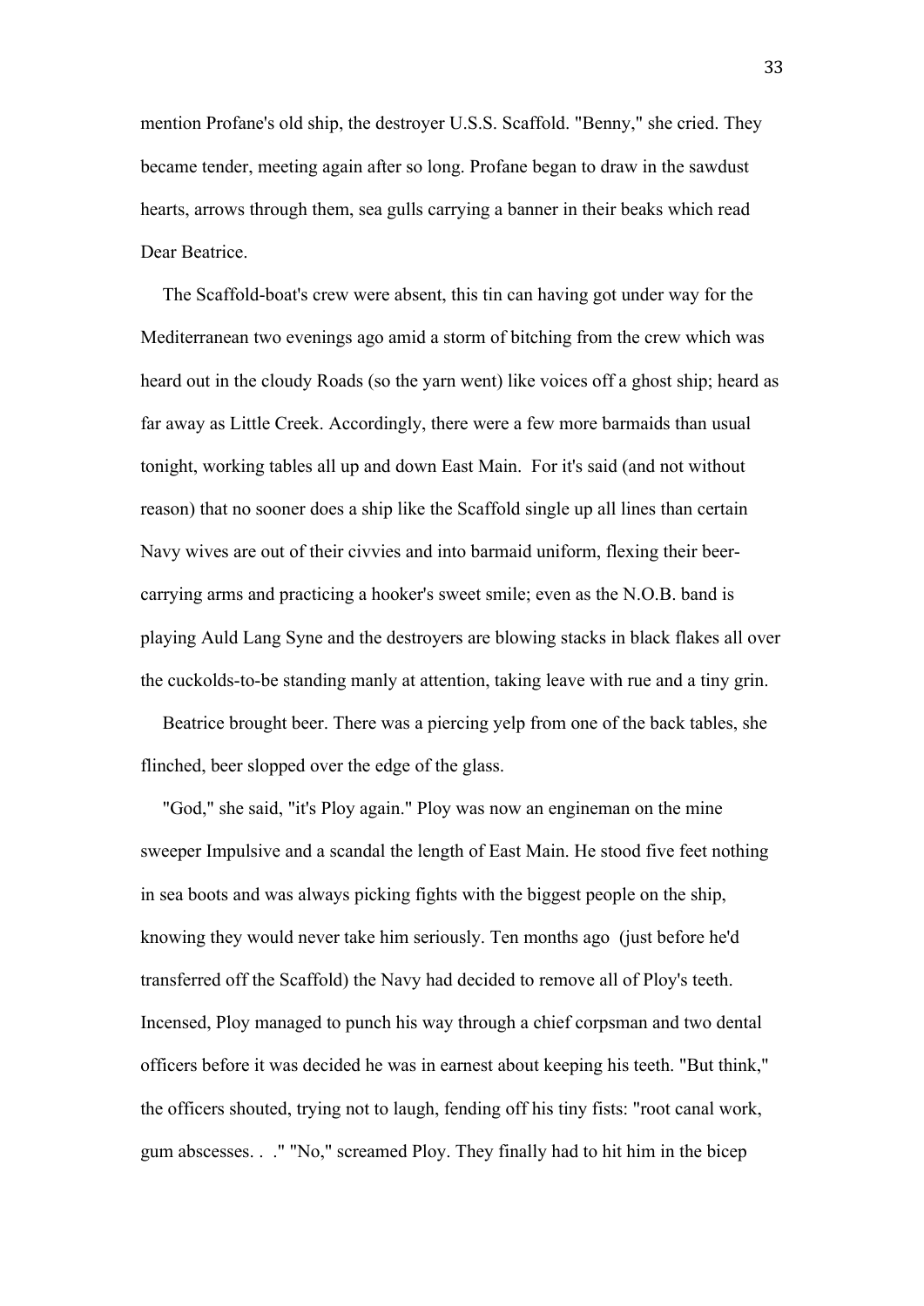mention Profane's old ship, the destroyer U.S.S. Scaffold. "Benny," she cried. They became tender, meeting again after so long. Profane began to draw in the sawdust hearts, arrows through them, sea gulls carrying a banner in their beaks which read Dear Beatrice.

The Scaffold-boat's crew were absent, this tin can having got under way for the Mediterranean two evenings ago amid a storm of bitching from the crew which was heard out in the cloudy Roads (so the yarn went) like voices off a ghost ship; heard as far away as Little Creek. Accordingly, there were a few more barmaids than usual tonight, working tables all up and down East Main. For it's said (and not without reason) that no sooner does a ship like the Scaffold single up all lines than certain Navy wives are out of their civvies and into barmaid uniform, flexing their beer-carrying arms and practicing a hooker's sweet smile; even as the N.O.B. band is playing Auld Lang Syne and the destroyers are blowing stacks in black flakes all over the cuckolds-to-be standing manly at attention, taking leave with rue and a tiny grin.

Beatrice brought beer. There was a piercing yelp from one of the back tables, she flinched, beer slopped over the edge of the glass.

"God," she said, "it's Ploy again." Ploy was now an engineman on the mine sweeper Impulsive and a scandal the length of East Main. He stood five feet nothing in sea boots and was always picking fights with the biggest people on the ship, knowing they would never take him seriously. Ten months ago (just before he'd transferred off the Scaffold) the Navy had decided to remove all of Ploy's teeth. Incensed, Ploy managed to punch his way through a chief corpsman and two dental officers before it was decided he was in earnest about keeping his teeth. "But think," the officers shouted, trying not to laugh, fending off his tiny fists: "root canal work, gum abscesses. . ." "No," screamed Ploy. They finally had to hit him in the bicep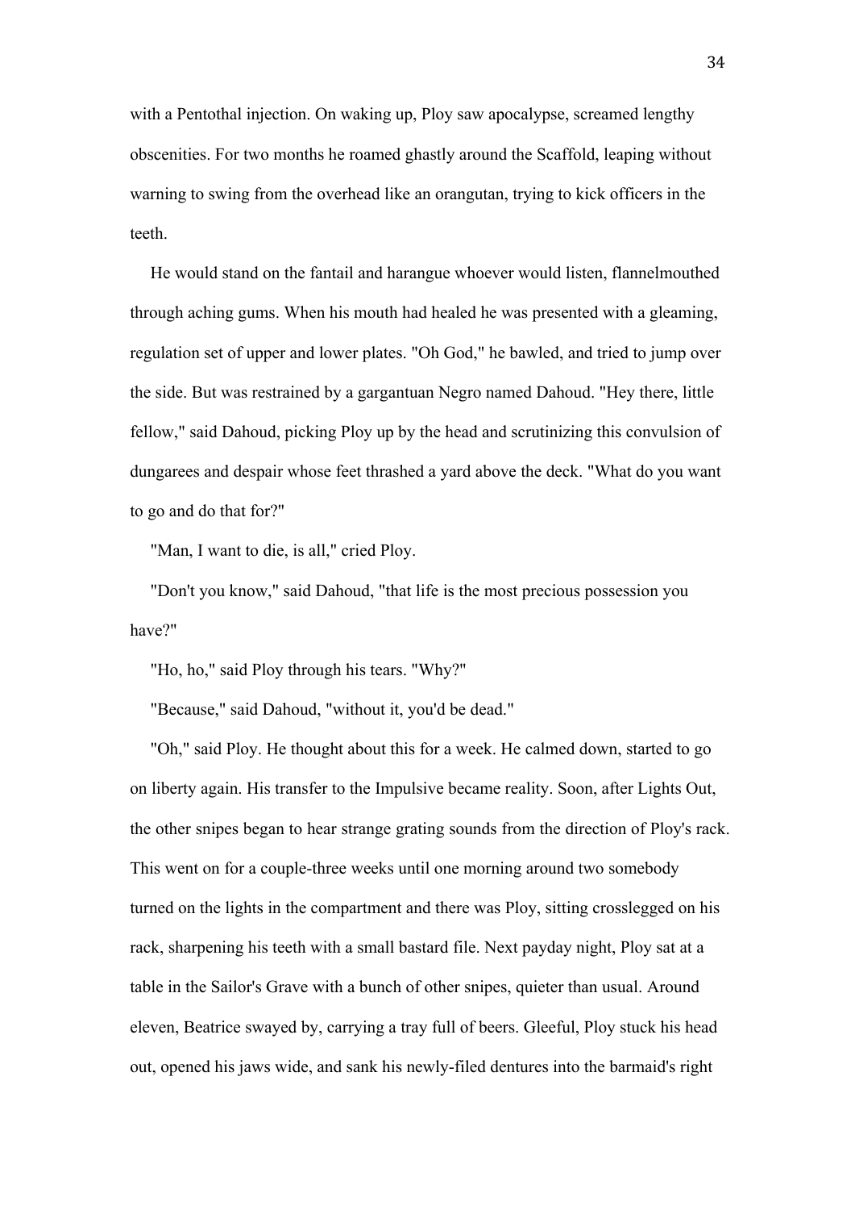with a Pentothal injection. On waking up, Ploy saw apocalypse, screamed lengthy obscenities. For two months he roamed ghastly around the Scaffold, leaping without warning to swing from the overhead like an orangutan, trying to kick officers in the teeth.

He would stand on the fantail and harangue whoever would listen, flannelmouthed through aching gums. When his mouth had healed he was presented with a gleaming, regulation set of upper and lower plates. "Oh God," he bawled, and tried to jump over the side. But was restrained by a gargantuan Negro named Dahoud. "Hey there, little fellow," said Dahoud, picking Ploy up by the head and scrutinizing this convulsion of dungarees and despair whose feet thrashed a yard above the deck. "What do you want to go and do that for?"

"Man, I want to die, is all," cried Ploy.

"Don't you know," said Dahoud, "that life is the most precious possession you have?"

"Ho, ho," said Ploy through his tears. "Why?"

"Because," said Dahoud, "without it, you'd be dead."

"Oh," said Ploy. He thought about this for a week. He calmed down, started to go on liberty again. His transfer to the Impulsive became reality. Soon, after Lights Out, the other snipes began to hear strange grating sounds from the direction of Ploy's rack. This went on for a couple-three weeks until one morning around two somebody turned on the lights in the compartment and there was Ploy, sitting crosslegged on his rack, sharpening his teeth with a small bastard file. Next payday night, Ploy sat at a table in the Sailor's Grave with a bunch of other snipes, quieter than usual. Around eleven, Beatrice swayed by, carrying a tray full of beers. Gleeful, Ploy stuck his head out, opened his jaws wide, and sank his newly-filed dentures into the barmaid's right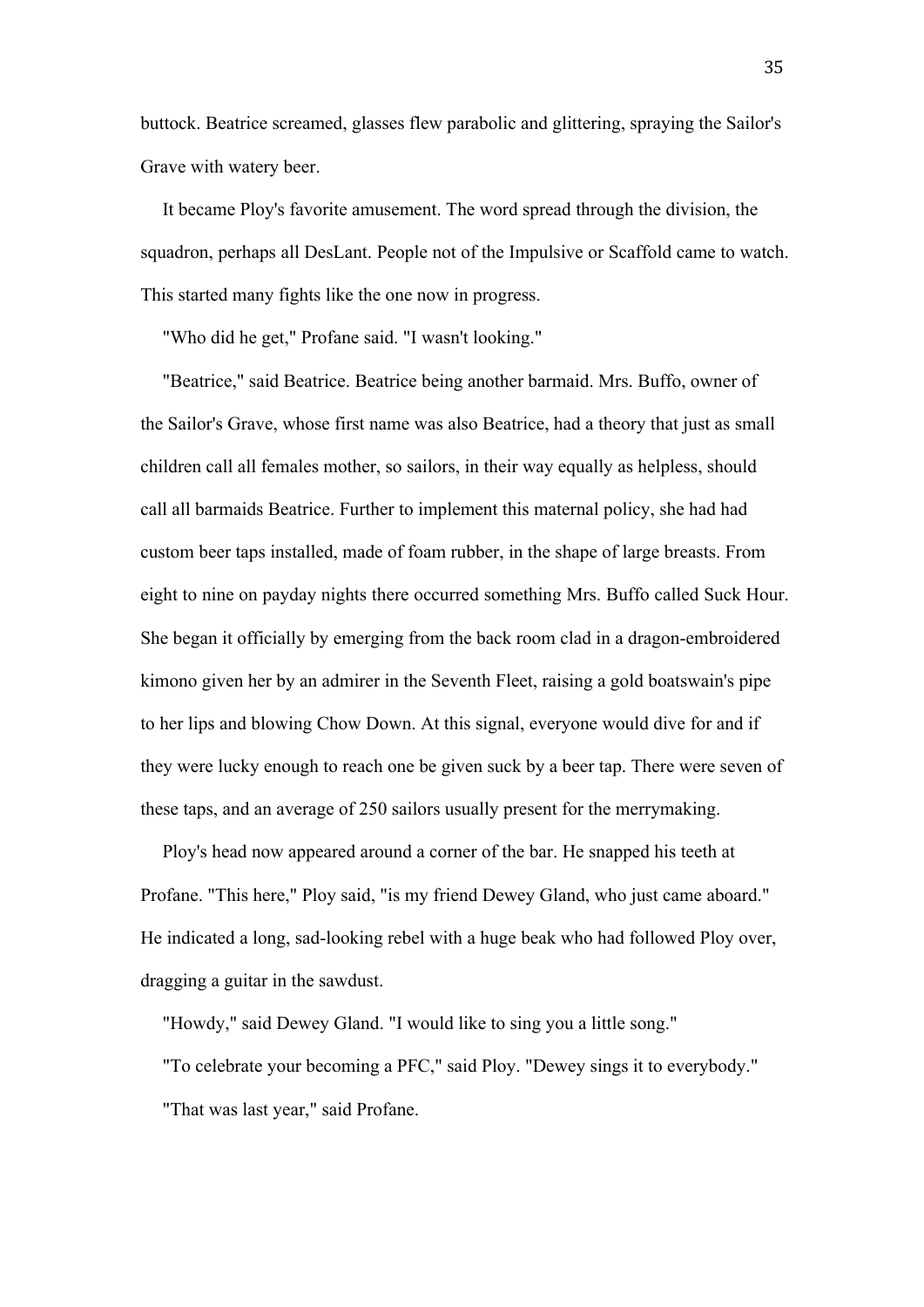buttock. Beatrice screamed, glasses flew parabolic and glittering, spraying the Sailor's Grave with watery beer.

It became Ploy's favorite amusement. The word spread through the division, the squadron, perhaps all DesLant. People not of the Impulsive or Scaffold came to watch. This started many fights like the one now in progress.

"Who did he get," Profane said. "I wasn't looking."

"Beatrice," said Beatrice. Beatrice being another barmaid. Mrs. Buffo, owner of the Sailor's Grave, whose first name was also Beatrice, had a theory that just as small children call all females mother, so sailors, in their way equally as helpless, should call all barmaids Beatrice. Further to implement this maternal policy, she had had custom beer taps installed, made of foam rubber, in the shape of large breasts. From eight to nine on payday nights there occurred something Mrs. Buffo called Suck Hour. She began it officially by emerging from the back room clad in a dragon-embroidered kimono given her by an admirer in the Seventh Fleet, raising a gold boatswain's pipe to her lips and blowing Chow Down. At this signal, everyone would dive for and if they were lucky enough to reach one be given suck by a beer tap. There were seven of these taps, and an average of 250 sailors usually present for the merrymaking.

Ploy's head now appeared around a corner of the bar. He snapped his teeth at Profane. "This here," Ploy said, "is my friend Dewey Gland, who just came aboard." He indicated a long, sad-looking rebel with a huge beak who had followed Ploy over, dragging a guitar in the sawdust.

"Howdy," said Dewey Gland. "I would like to sing you a little song."

"To celebrate your becoming a PFC," said Ploy. "Dewey sings it to everybody."

"That was last year," said Profane.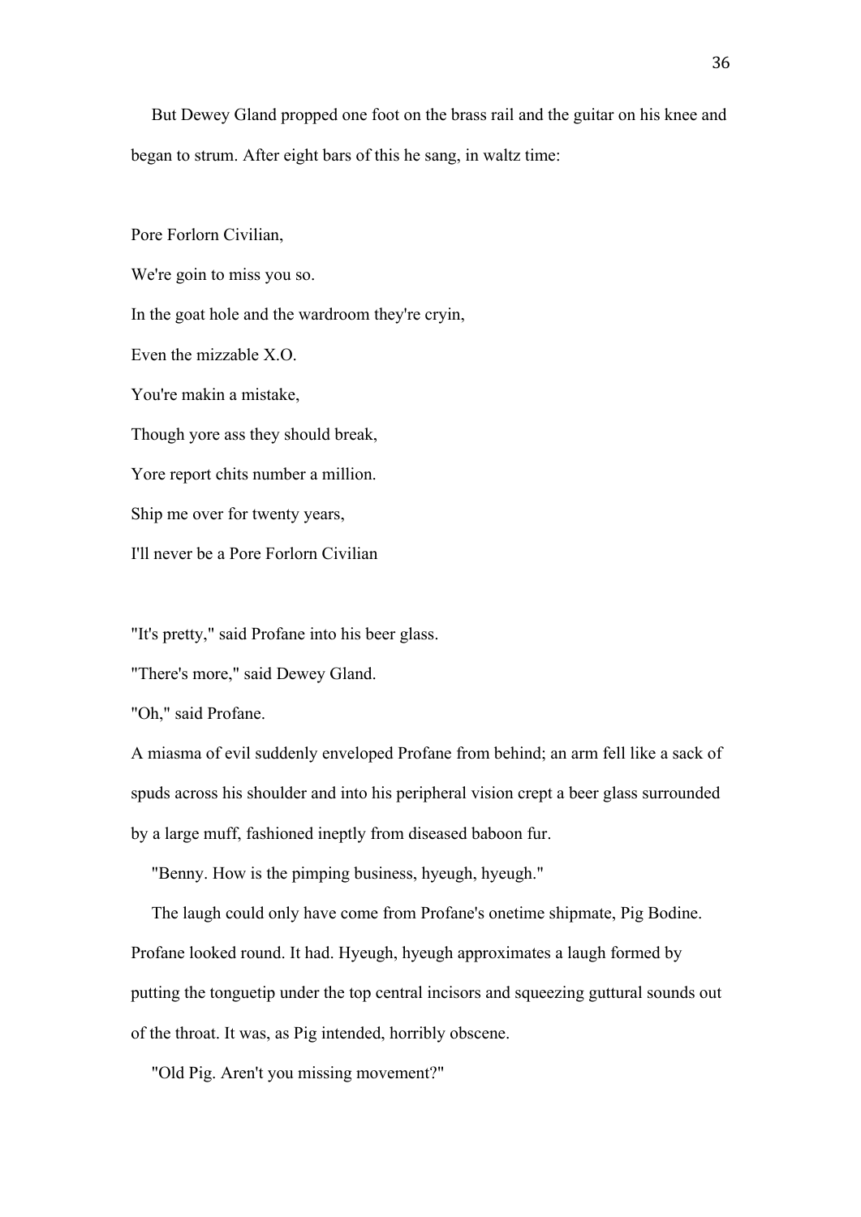But Dewey Gland propped one foot on the brass rail and the guitar on his knee and began to strum. After eight bars of this he sang, in waltz time:

Pore Forlorn Civilian,

We're goin to miss you so.

In the goat hole and the wardroom they're cryin,

Even the mizzable X.O.

You're makin a mistake,

Though yore ass they should break,

Yore report chits number a million.

Ship me over for twenty years,

I'll never be a Pore Forlorn Civilian

"It's pretty," said Profane into his beer glass.

"There's more," said Dewey Gland.

"Oh," said Profane.

A miasma of evil suddenly enveloped Profane from behind; an arm fell like a sack of spuds across his shoulder and into his peripheral vision crept a beer glass surrounded by a large muff, fashioned ineptly from diseased baboon fur.

"Benny. How is the pimping business, hyeugh, hyeugh."

The laugh could only have come from Profane's onetime shipmate, Pig Bodine. Profane looked round. It had. Hyeugh, hyeugh approximates a laugh formed by putting the tonguetip under the top central incisors and squeezing guttural sounds out of the throat. It was, as Pig intended, horribly obscene.

"Old Pig. Aren't you missing movement?"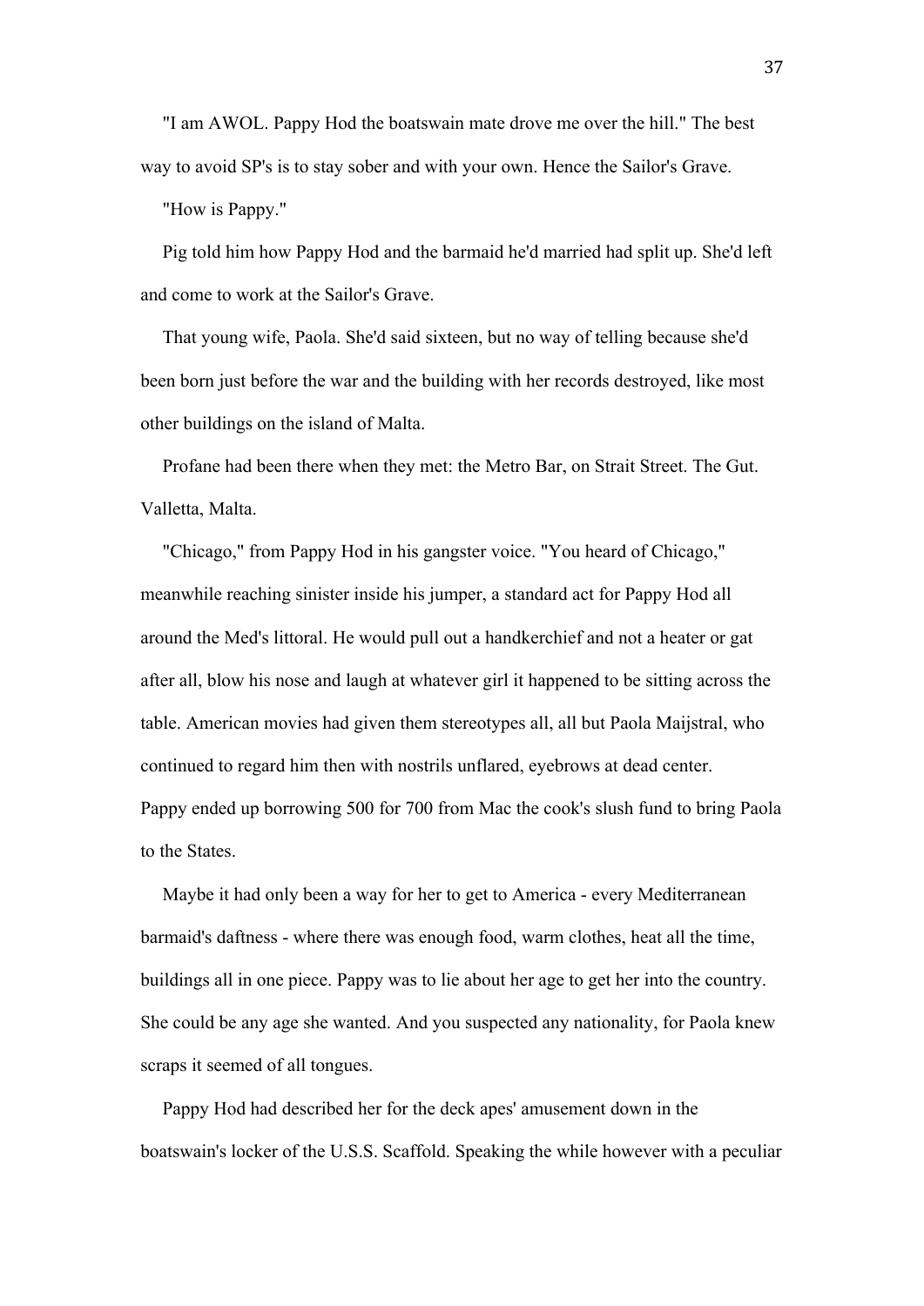"I am AWOL. Pappy Hod the boatswain mate drove me over the hill." The best way to avoid SP's is to stay sober and with your own. Hence the Sailor's Grave.

"How is Pappy."

Pig told him how Pappy Hod and the barmaid he'd married had split up. She'd left and come to work at the Sailor's Grave.

That young wife, Paola. She'd said sixteen, but no way of telling because she'd been born just before the war and the building with her records destroyed, like most other buildings on the island of Malta.

Profane had been there when they met: the Metro Bar, on Strait Street. The Gut. Valletta, Malta.

"Chicago," from Pappy Hod in his gangster voice. "You heard of Chicago," meanwhile reaching sinister inside his jumper, a standard act for Pappy Hod all around the Med's littoral. He would pull out a handkerchief and not a heater or gat after all, blow his nose and laugh at whatever girl it happened to be sitting across the table. American movies had given them stereotypes all, all but Paola Maijstral, who continued to regard him then with nostrils unflared, eyebrows at dead center. Pappy ended up borrowing 500 for 700 from Mac the cook's slush fund to bring Paola to the States.

Maybe it had only been a way for her to get to America - every Mediterranean barmaid's daftness - where there was enough food, warm clothes, heat all the time, buildings all in one piece. Pappy was to lie about her age to get her into the country. She could be any age she wanted. And you suspected any nationality, for Paola knew scraps it seemed of all tongues.

Pappy Hod had described her for the deck apes' amusement down in the boatswain's locker of the U.S.S. Scaffold. Speaking the while however with a peculiar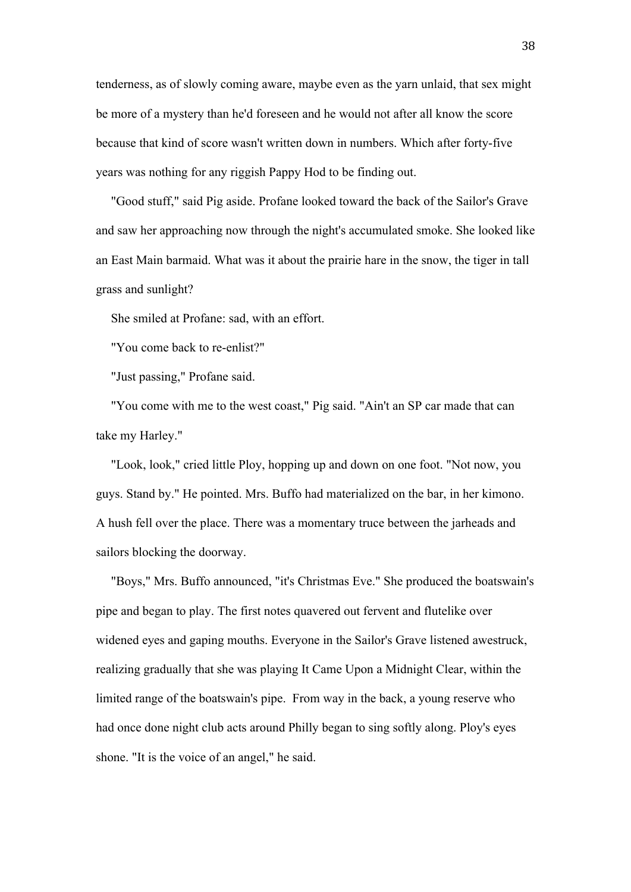tenderness, as of slowly coming aware, maybe even as the yarn unlaid, that sex might be more of a mystery than he'd foreseen and he would not after all know the score because that kind of score wasn't written down in numbers. Which after forty-five years was nothing for any riggish Pappy Hod to be finding out.

"Good stuff," said Pig aside. Profane looked toward the back of the Sailor's Grave and saw her approaching now through the night's accumulated smoke. She looked like an East Main barmaid. What was it about the prairie hare in the snow, the tiger in tall grass and sunlight?

She smiled at Profane: sad, with an effort.

"You come back to re-enlist?"

"Just passing," Profane said.

"You come with me to the west coast," Pig said. "Ain't an SP car made that can take my Harley."

"Look, look," cried little Ploy, hopping up and down on one foot. "Not now, you guys. Stand by." He pointed. Mrs. Buffo had materialized on the bar, in her kimono. A hush fell over the place. There was a momentary truce between the jarheads and sailors blocking the doorway.

"Boys," Mrs. Buffo announced, "it's Christmas Eve." She produced the boatswain's pipe and began to play. The first notes quavered out fervent and flutelike over widened eyes and gaping mouths. Everyone in the Sailor's Grave listened awestruck, realizing gradually that she was playing It Came Upon a Midnight Clear, within the limited range of the boatswain's pipe. From way in the back, a young reserve who had once done night club acts around Philly began to sing softly along. Ploy's eyes shone. "It is the voice of an angel," he said.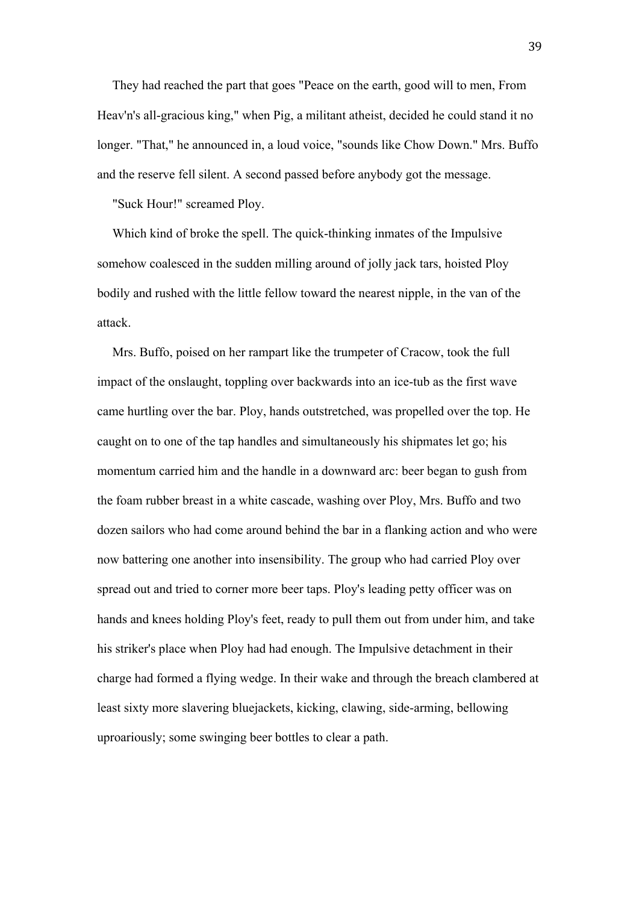They had reached the part that goes "Peace on the earth, good will to men, From Heav'n's all-gracious king," when Pig, a militant atheist, decided he could stand it no longer. "That," he announced in, a loud voice, "sounds like Chow Down." Mrs. Buffo and the reserve fell silent. A second passed before anybody got the message.

"Suck Hour!" screamed Ploy.

Which kind of broke the spell. The quick-thinking inmates of the Impulsive somehow coalesced in the sudden milling around of jolly jack tars, hoisted Ploy bodily and rushed with the little fellow toward the nearest nipple, in the van of the attack.

Mrs. Buffo, poised on her rampart like the trumpeter of Cracow, took the full impact of the onslaught, toppling over backwards into an ice-tub as the first wave came hurtling over the bar. Ploy, hands outstretched, was propelled over the top. He caught on to one of the tap handles and simultaneously his shipmates let go; his momentum carried him and the handle in a downward arc: beer began to gush from the foam rubber breast in a white cascade, washing over Ploy, Mrs. Buffo and two dozen sailors who had come around behind the bar in a flanking action and who were now battering one another into insensibility. The group who had carried Ploy over spread out and tried to corner more beer taps. Ploy's leading petty officer was on hands and knees holding Ploy's feet, ready to pull them out from under him, and take his striker's place when Ploy had had enough. The Impulsive detachment in their charge had formed a flying wedge. In their wake and through the breach clambered at least sixty more slavering bluejackets, kicking, clawing, side-arming, bellowing uproariously; some swinging beer bottles to clear a path.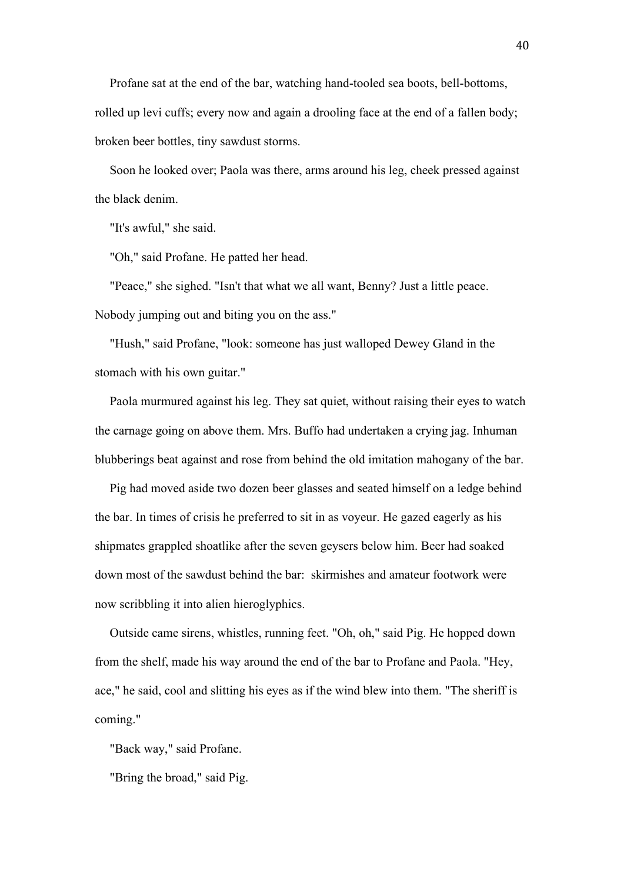Profane sat at the end of the bar, watching hand-tooled sea boots, bell-bottoms, rolled up levi cuffs; every now and again a drooling face at the end of a fallen body; broken beer bottles, tiny sawdust storms.

Soon he looked over; Paola was there, arms around his leg, cheek pressed against the black denim.

"It's awful," she said.

"Oh," said Profane. He patted her head.

"Peace," she sighed. "Isn't that what we all want, Benny? Just a little peace. Nobody jumping out and biting you on the ass."

"Hush," said Profane, "look: someone has just walloped Dewey Gland in the stomach with his own guitar."

Paola murmured against his leg. They sat quiet, without raising their eyes to watch the carnage going on above them. Mrs. Buffo had undertaken a crying jag. Inhuman blubberings beat against and rose from behind the old imitation mahogany of the bar.

Pig had moved aside two dozen beer glasses and seated himself on a ledge behind the bar. In times of crisis he preferred to sit in as voyeur. He gazed eagerly as his shipmates grappled shoatlike after the seven geysers below him. Beer had soaked down most of the sawdust behind the bar: skirmishes and amateur footwork were now scribbling it into alien hieroglyphics.

Outside came sirens, whistles, running feet. "Oh, oh," said Pig. He hopped down from the shelf, made his way around the end of the bar to Profane and Paola. "Hey, ace," he said, cool and slitting his eyes as if the wind blew into them. "The sheriff is coming."

"Back way," said Profane.

"Bring the broad," said Pig.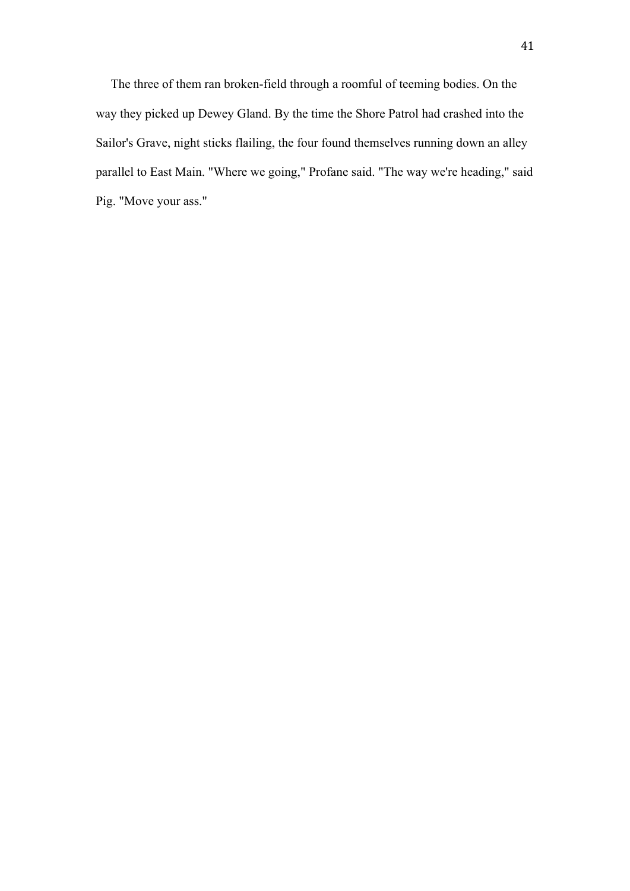The three of them ran broken-field through a roomful of teeming bodies. On the way they picked up Dewey Gland. By the time the Shore Patrol had crashed into the Sailor's Grave, night sticks flailing, the four found themselves running down an alley parallel to East Main. "Where we going," Profane said. "The way we're heading," said Pig. "Move your ass."